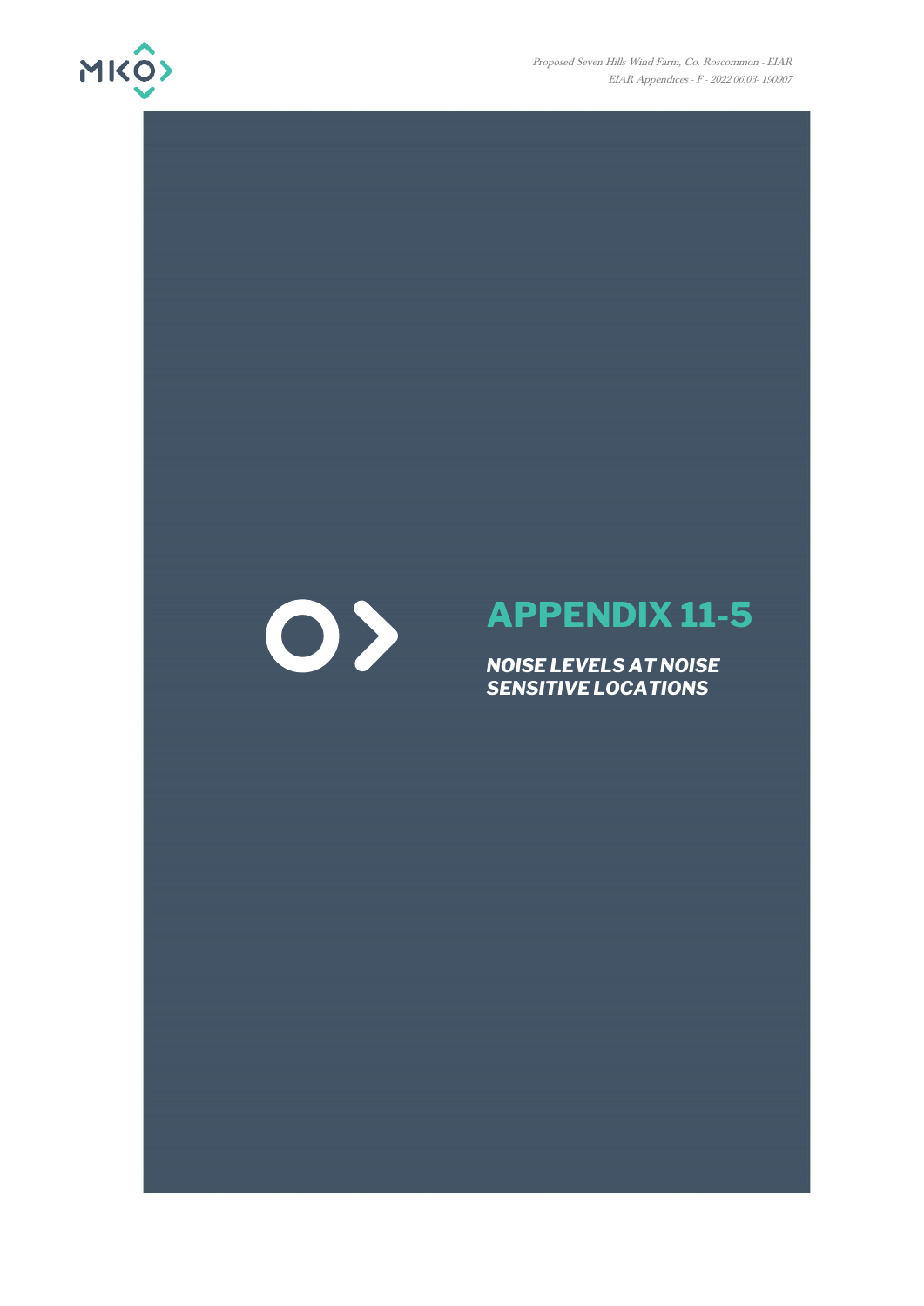# APPENDIX 11-5

***NOISE LEVELS AT NOISE SENSITIVE LOCATIONS***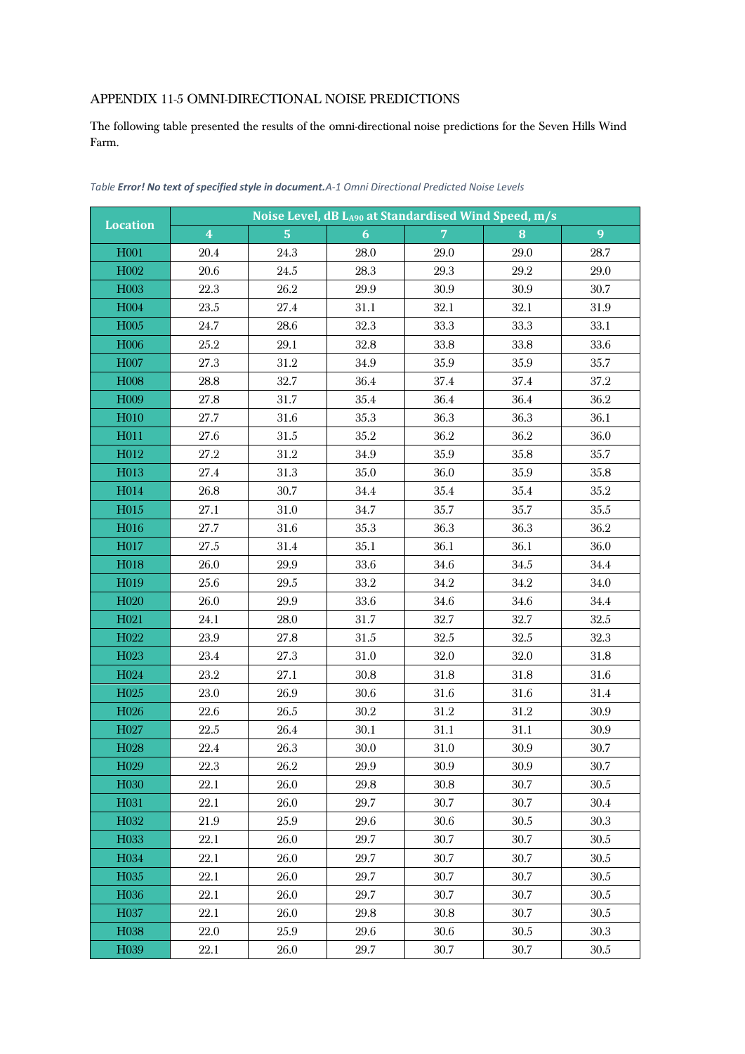## APPENDIX 11-5 OMNI-DIRECTIONAL NOISE PREDICTIONS

The following table presented the results of the omni-directional noise predictions for the Seven Hills Wind Farm.

*Table **Error! No text of specified style in document.**A-1 Omni Directional Predicted Noise Levels*

| Location | Noise Level, dB $L_{A90}$ at Standardised Wind Speed, m/s | | | | | |
|---|---|---|---|---|---|---|
| | 4 | 5 | 6 | 7 | 8 | 9 |
| H001 | 20.4 | 24.3 | 28.0 | 29.0 | 29.0 | 28.7 |
| H002 | 20.6 | 24.5 | 28.3 | 29.3 | 29.2 | 29.0 |
| H003 | 22.3 | 26.2 | 29.9 | 30.9 | 30.9 | 30.7 |
| H004 | 23.5 | 27.4 | 31.1 | 32.1 | 32.1 | 31.9 |
| H005 | 24.7 | 28.6 | 32.3 | 33.3 | 33.3 | 33.1 |
| H006 | 25.2 | 29.1 | 32.8 | 33.8 | 33.8 | 33.6 |
| H007 | 27.3 | 31.2 | 34.9 | 35.9 | 35.9 | 35.7 |
| H008 | 28.8 | 32.7 | 36.4 | 37.4 | 37.4 | 37.2 |
| H009 | 27.8 | 31.7 | 35.4 | 36.4 | 36.4 | 36.2 |
| H010 | 27.7 | 31.6 | 35.3 | 36.3 | 36.3 | 36.1 |
| H011 | 27.6 | 31.5 | 35.2 | 36.2 | 36.2 | 36.0 |
| H012 | 27.2 | 31.2 | 34.9 | 35.9 | 35.8 | 35.7 |
| H013 | 27.4 | 31.3 | 35.0 | 36.0 | 35.9 | 35.8 |
| H014 | 26.8 | 30.7 | 34.4 | 35.4 | 35.4 | 35.2 |
| H015 | 27.1 | 31.0 | 34.7 | 35.7 | 35.7 | 35.5 |
| H016 | 27.7 | 31.6 | 35.3 | 36.3 | 36.3 | 36.2 |
| H017 | 27.5 | 31.4 | 35.1 | 36.1 | 36.1 | 36.0 |
| H018 | 26.0 | 29.9 | 33.6 | 34.6 | 34.5 | 34.4 |
| H019 | 25.6 | 29.5 | 33.2 | 34.2 | 34.2 | 34.0 |
| H020 | 26.0 | 29.9 | 33.6 | 34.6 | 34.6 | 34.4 |
| H021 | 24.1 | 28.0 | 31.7 | 32.7 | 32.7 | 32.5 |
| H022 | 23.9 | 27.8 | 31.5 | 32.5 | 32.5 | 32.3 |
| H023 | 23.4 | 27.3 | 31.0 | 32.0 | 32.0 | 31.8 |
| H024 | 23.2 | 27.1 | 30.8 | 31.8 | 31.8 | 31.6 |
| H025 | 23.0 | 26.9 | 30.6 | 31.6 | 31.6 | 31.4 |
| H026 | 22.6 | 26.5 | 30.2 | 31.2 | 31.2 | 30.9 |
| H027 | 22.5 | 26.4 | 30.1 | 31.1 | 31.1 | 30.9 |
| H028 | 22.4 | 26.3 | 30.0 | 31.0 | 30.9 | 30.7 |
| H029 | 22.3 | 26.2 | 29.9 | 30.9 | 30.9 | 30.7 |
| H030 | 22.1 | 26.0 | 29.8 | 30.8 | 30.7 | 30.5 |
| H031 | 22.1 | 26.0 | 29.7 | 30.7 | 30.7 | 30.4 |
| H032 | 21.9 | 25.9 | 29.6 | 30.6 | 30.5 | 30.3 |
| H033 | 22.1 | 26.0 | 29.7 | 30.7 | 30.7 | 30.5 |
| H034 | 22.1 | 26.0 | 29.7 | 30.7 | 30.7 | 30.5 |
| H035 | 22.1 | 26.0 | 29.7 | 30.7 | 30.7 | 30.5 |
| H036 | 22.1 | 26.0 | 29.7 | 30.7 | 30.7 | 30.5 |
| H037 | 22.1 | 26.0 | 29.8 | 30.8 | 30.7 | 30.5 |
| H038 | 22.0 | 25.9 | 29.6 | 30.6 | 30.5 | 30.3 |
| H039 | 22.1 | 26.0 | 29.7 | 30.7 | 30.7 | 30.5 |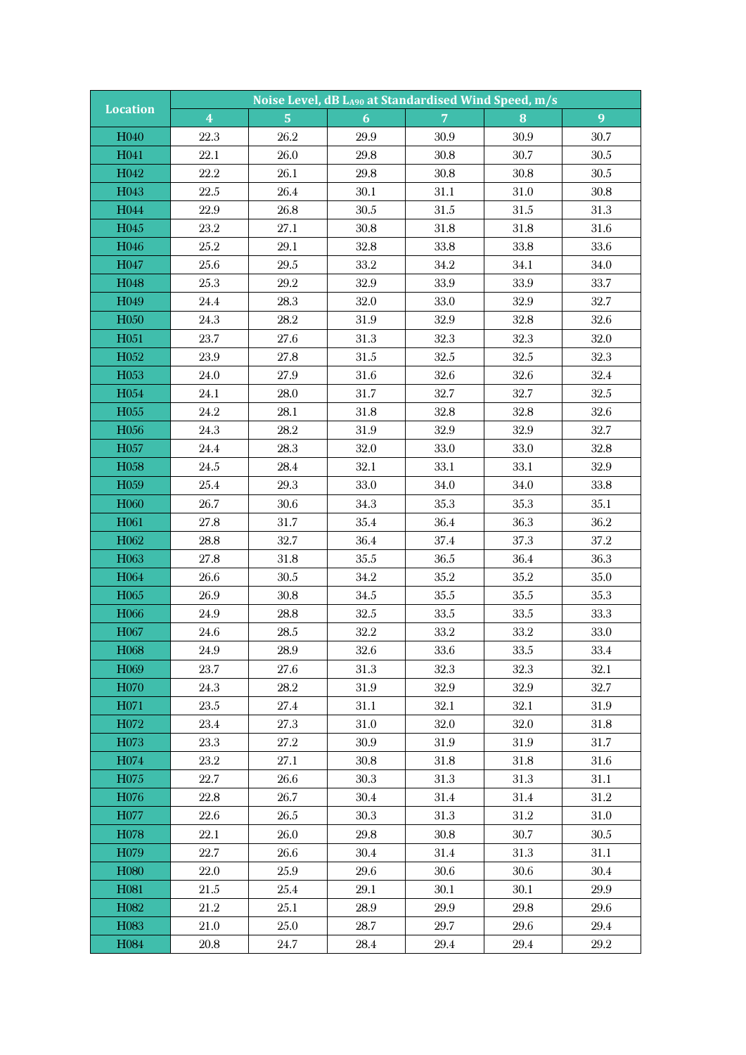| Location | Noise Level, dB $L_{A90}$ at Standardised Wind Speed, m/s | | | | | |
|---|---|---|---|---|---|---|
| | 4 | 5 | 6 | 7 | 8 | 9 |
| H040 | 22.3 | 26.2 | 29.9 | 30.9 | 30.9 | 30.7 |
| H041 | 22.1 | 26.0 | 29.8 | 30.8 | 30.7 | 30.5 |
| H042 | 22.2 | 26.1 | 29.8 | 30.8 | 30.8 | 30.5 |
| H043 | 22.5 | 26.4 | 30.1 | 31.1 | 31.0 | 30.8 |
| H044 | 22.9 | 26.8 | 30.5 | 31.5 | 31.5 | 31.3 |
| H045 | 23.2 | 27.1 | 30.8 | 31.8 | 31.8 | 31.6 |
| H046 | 25.2 | 29.1 | 32.8 | 33.8 | 33.8 | 33.6 |
| H047 | 25.6 | 29.5 | 33.2 | 34.2 | 34.1 | 34.0 |
| H048 | 25.3 | 29.2 | 32.9 | 33.9 | 33.9 | 33.7 |
| H049 | 24.4 | 28.3 | 32.0 | 33.0 | 32.9 | 32.7 |
| H050 | 24.3 | 28.2 | 31.9 | 32.9 | 32.8 | 32.6 |
| H051 | 23.7 | 27.6 | 31.3 | 32.3 | 32.3 | 32.0 |
| H052 | 23.9 | 27.8 | 31.5 | 32.5 | 32.5 | 32.3 |
| H053 | 24.0 | 27.9 | 31.6 | 32.6 | 32.6 | 32.4 |
| H054 | 24.1 | 28.0 | 31.7 | 32.7 | 32.7 | 32.5 |
| H055 | 24.2 | 28.1 | 31.8 | 32.8 | 32.8 | 32.6 |
| H056 | 24.3 | 28.2 | 31.9 | 32.9 | 32.9 | 32.7 |
| H057 | 24.4 | 28.3 | 32.0 | 33.0 | 33.0 | 32.8 |
| H058 | 24.5 | 28.4 | 32.1 | 33.1 | 33.1 | 32.9 |
| H059 | 25.4 | 29.3 | 33.0 | 34.0 | 34.0 | 33.8 |
| H060 | 26.7 | 30.6 | 34.3 | 35.3 | 35.3 | 35.1 |
| H061 | 27.8 | 31.7 | 35.4 | 36.4 | 36.3 | 36.2 |
| H062 | 28.8 | 32.7 | 36.4 | 37.4 | 37.3 | 37.2 |
| H063 | 27.8 | 31.8 | 35.5 | 36.5 | 36.4 | 36.3 |
| H064 | 26.6 | 30.5 | 34.2 | 35.2 | 35.2 | 35.0 |
| H065 | 26.9 | 30.8 | 34.5 | 35.5 | 35.5 | 35.3 |
| H066 | 24.9 | 28.8 | 32.5 | 33.5 | 33.5 | 33.3 |
| H067 | 24.6 | 28.5 | 32.2 | 33.2 | 33.2 | 33.0 |
| H068 | 24.9 | 28.9 | 32.6 | 33.6 | 33.5 | 33.4 |
| H069 | 23.7 | 27.6 | 31.3 | 32.3 | 32.3 | 32.1 |
| H070 | 24.3 | 28.2 | 31.9 | 32.9 | 32.9 | 32.7 |
| H071 | 23.5 | 27.4 | 31.1 | 32.1 | 32.1 | 31.9 |
| H072 | 23.4 | 27.3 | 31.0 | 32.0 | 32.0 | 31.8 |
| H073 | 23.3 | 27.2 | 30.9 | 31.9 | 31.9 | 31.7 |
| H074 | 23.2 | 27.1 | 30.8 | 31.8 | 31.8 | 31.6 |
| H075 | 22.7 | 26.6 | 30.3 | 31.3 | 31.3 | 31.1 |
| H076 | 22.8 | 26.7 | 30.4 | 31.4 | 31.4 | 31.2 |
| H077 | 22.6 | 26.5 | 30.3 | 31.3 | 31.2 | 31.0 |
| H078 | 22.1 | 26.0 | 29.8 | 30.8 | 30.7 | 30.5 |
| H079 | 22.7 | 26.6 | 30.4 | 31.4 | 31.3 | 31.1 |
| H080 | 22.0 | 25.9 | 29.6 | 30.6 | 30.6 | 30.4 |
| H081 | 21.5 | 25.4 | 29.1 | 30.1 | 30.1 | 29.9 |
| H082 | 21.2 | 25.1 | 28.9 | 29.9 | 29.8 | 29.6 |
| H083 | 21.0 | 25.0 | 28.7 | 29.7 | 29.6 | 29.4 |
| H084 | 20.8 | 24.7 | 28.4 | 29.4 | 29.4 | 29.2 |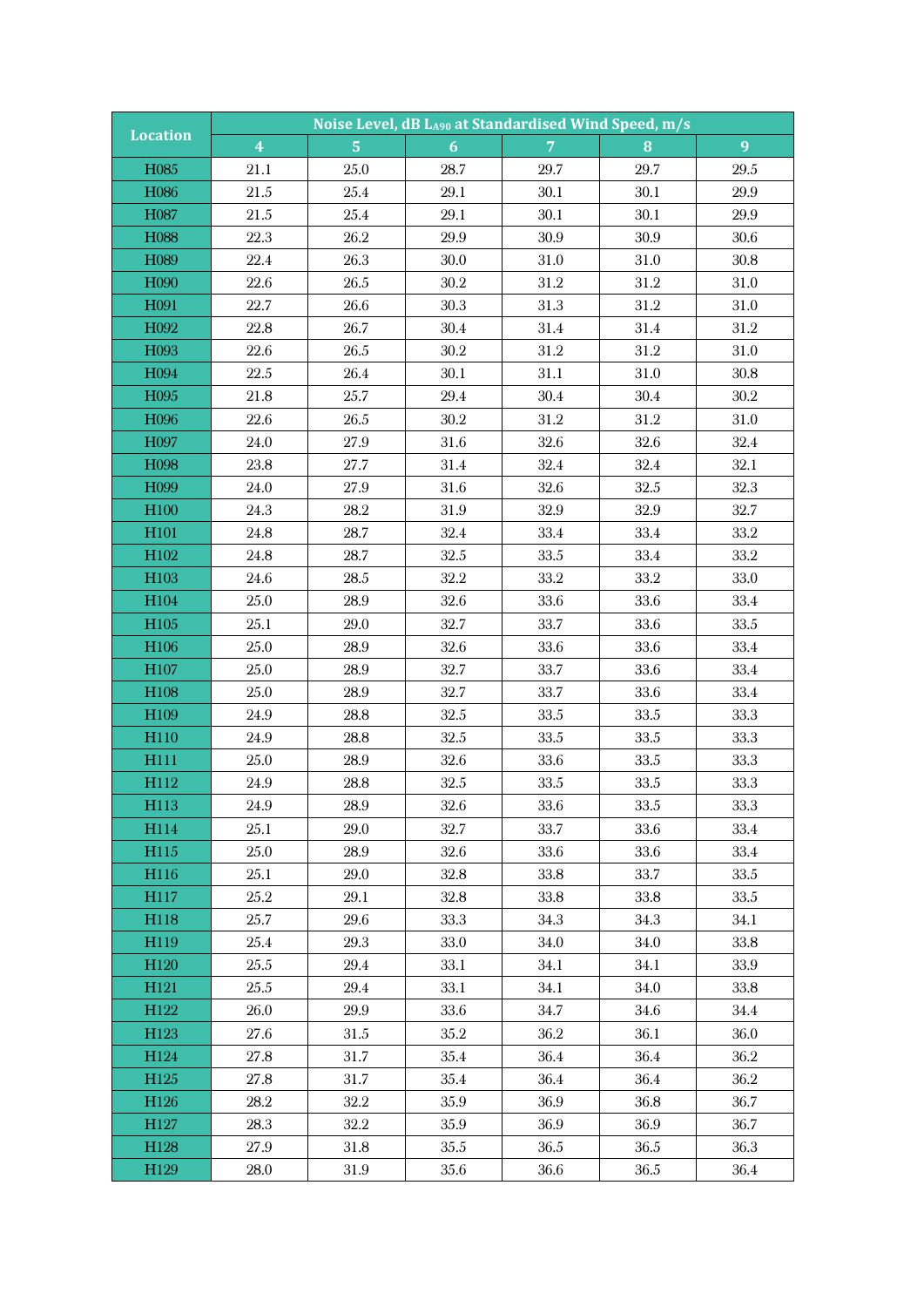| Location | Noise Level, dB $L_{A90}$ at Standardised Wind Speed, m/s | | | | | |
|---|---|---|---|---|---|---|
| | 4 | 5 | 6 | 7 | 8 | 9 |
| H085 | 21.1 | 25.0 | 28.7 | 29.7 | 29.7 | 29.5 |
| H086 | 21.5 | 25.4 | 29.1 | 30.1 | 30.1 | 29.9 |
| H087 | 21.5 | 25.4 | 29.1 | 30.1 | 30.1 | 29.9 |
| H088 | 22.3 | 26.2 | 29.9 | 30.9 | 30.9 | 30.6 |
| H089 | 22.4 | 26.3 | 30.0 | 31.0 | 31.0 | 30.8 |
| H090 | 22.6 | 26.5 | 30.2 | 31.2 | 31.2 | 31.0 |
| H091 | 22.7 | 26.6 | 30.3 | 31.3 | 31.2 | 31.0 |
| H092 | 22.8 | 26.7 | 30.4 | 31.4 | 31.4 | 31.2 |
| H093 | 22.6 | 26.5 | 30.2 | 31.2 | 31.2 | 31.0 |
| H094 | 22.5 | 26.4 | 30.1 | 31.1 | 31.0 | 30.8 |
| H095 | 21.8 | 25.7 | 29.4 | 30.4 | 30.4 | 30.2 |
| H096 | 22.6 | 26.5 | 30.2 | 31.2 | 31.2 | 31.0 |
| H097 | 24.0 | 27.9 | 31.6 | 32.6 | 32.6 | 32.4 |
| H098 | 23.8 | 27.7 | 31.4 | 32.4 | 32.4 | 32.1 |
| H099 | 24.0 | 27.9 | 31.6 | 32.6 | 32.5 | 32.3 |
| H100 | 24.3 | 28.2 | 31.9 | 32.9 | 32.9 | 32.7 |
| H101 | 24.8 | 28.7 | 32.4 | 33.4 | 33.4 | 33.2 |
| H102 | 24.8 | 28.7 | 32.5 | 33.5 | 33.4 | 33.2 |
| H103 | 24.6 | 28.5 | 32.2 | 33.2 | 33.2 | 33.0 |
| H104 | 25.0 | 28.9 | 32.6 | 33.6 | 33.6 | 33.4 |
| H105 | 25.1 | 29.0 | 32.7 | 33.7 | 33.6 | 33.5 |
| H106 | 25.0 | 28.9 | 32.6 | 33.6 | 33.6 | 33.4 |
| H107 | 25.0 | 28.9 | 32.7 | 33.7 | 33.6 | 33.4 |
| H108 | 25.0 | 28.9 | 32.7 | 33.7 | 33.6 | 33.4 |
| H109 | 24.9 | 28.8 | 32.5 | 33.5 | 33.5 | 33.3 |
| H110 | 24.9 | 28.8 | 32.5 | 33.5 | 33.5 | 33.3 |
| H111 | 25.0 | 28.9 | 32.6 | 33.6 | 33.5 | 33.3 |
| H112 | 24.9 | 28.8 | 32.5 | 33.5 | 33.5 | 33.3 |
| H113 | 24.9 | 28.9 | 32.6 | 33.6 | 33.5 | 33.3 |
| H114 | 25.1 | 29.0 | 32.7 | 33.7 | 33.6 | 33.4 |
| H115 | 25.0 | 28.9 | 32.6 | 33.6 | 33.6 | 33.4 |
| H116 | 25.1 | 29.0 | 32.8 | 33.8 | 33.7 | 33.5 |
| H117 | 25.2 | 29.1 | 32.8 | 33.8 | 33.8 | 33.5 |
| H118 | 25.7 | 29.6 | 33.3 | 34.3 | 34.3 | 34.1 |
| H119 | 25.4 | 29.3 | 33.0 | 34.0 | 34.0 | 33.8 |
| H120 | 25.5 | 29.4 | 33.1 | 34.1 | 34.1 | 33.9 |
| H121 | 25.5 | 29.4 | 33.1 | 34.1 | 34.0 | 33.8 |
| H122 | 26.0 | 29.9 | 33.6 | 34.7 | 34.6 | 34.4 |
| H123 | 27.6 | 31.5 | 35.2 | 36.2 | 36.1 | 36.0 |
| H124 | 27.8 | 31.7 | 35.4 | 36.4 | 36.4 | 36.2 |
| H125 | 27.8 | 31.7 | 35.4 | 36.4 | 36.4 | 36.2 |
| H126 | 28.2 | 32.2 | 35.9 | 36.9 | 36.8 | 36.7 |
| H127 | 28.3 | 32.2 | 35.9 | 36.9 | 36.9 | 36.7 |
| H128 | 27.9 | 31.8 | 35.5 | 36.5 | 36.5 | 36.3 |
| H129 | 28.0 | 31.9 | 35.6 | 36.6 | 36.5 | 36.4 |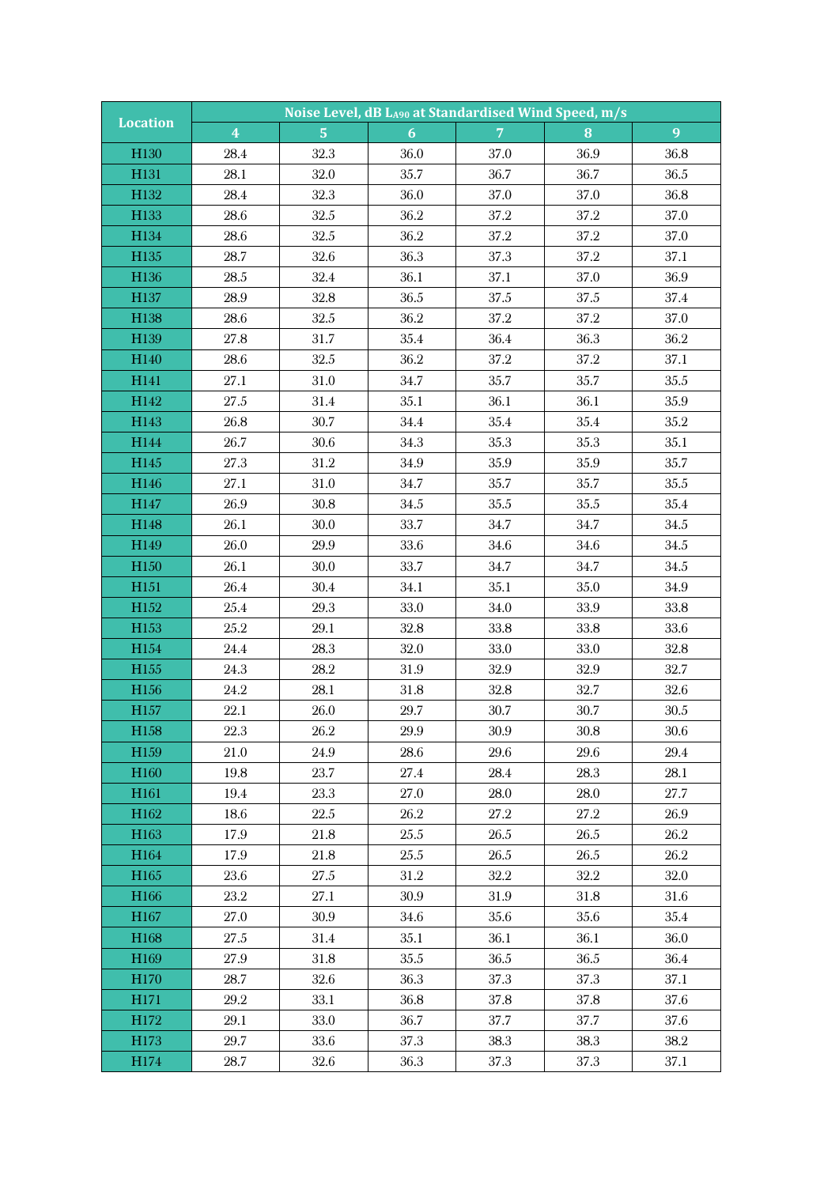| Location | Noise Level, dB $L_{A90}$ at Standardised Wind Speed, m/s | | | | | |
|---|---|---|---|---|---|---|
| | 4 | 5 | 6 | 7 | 8 | 9 |
| H130 | 28.4 | 32.3 | 36.0 | 37.0 | 36.9 | 36.8 |
| H131 | 28.1 | 32.0 | 35.7 | 36.7 | 36.7 | 36.5 |
| H132 | 28.4 | 32.3 | 36.0 | 37.0 | 37.0 | 36.8 |
| H133 | 28.6 | 32.5 | 36.2 | 37.2 | 37.2 | 37.0 |
| H134 | 28.6 | 32.5 | 36.2 | 37.2 | 37.2 | 37.0 |
| H135 | 28.7 | 32.6 | 36.3 | 37.3 | 37.2 | 37.1 |
| H136 | 28.5 | 32.4 | 36.1 | 37.1 | 37.0 | 36.9 |
| H137 | 28.9 | 32.8 | 36.5 | 37.5 | 37.5 | 37.4 |
| H138 | 28.6 | 32.5 | 36.2 | 37.2 | 37.2 | 37.0 |
| H139 | 27.8 | 31.7 | 35.4 | 36.4 | 36.3 | 36.2 |
| H140 | 28.6 | 32.5 | 36.2 | 37.2 | 37.2 | 37.1 |
| H141 | 27.1 | 31.0 | 34.7 | 35.7 | 35.7 | 35.5 |
| H142 | 27.5 | 31.4 | 35.1 | 36.1 | 36.1 | 35.9 |
| H143 | 26.8 | 30.7 | 34.4 | 35.4 | 35.4 | 35.2 |
| H144 | 26.7 | 30.6 | 34.3 | 35.3 | 35.3 | 35.1 |
| H145 | 27.3 | 31.2 | 34.9 | 35.9 | 35.9 | 35.7 |
| H146 | 27.1 | 31.0 | 34.7 | 35.7 | 35.7 | 35.5 |
| H147 | 26.9 | 30.8 | 34.5 | 35.5 | 35.5 | 35.4 |
| H148 | 26.1 | 30.0 | 33.7 | 34.7 | 34.7 | 34.5 |
| H149 | 26.0 | 29.9 | 33.6 | 34.6 | 34.6 | 34.5 |
| H150 | 26.1 | 30.0 | 33.7 | 34.7 | 34.7 | 34.5 |
| H151 | 26.4 | 30.4 | 34.1 | 35.1 | 35.0 | 34.9 |
| H152 | 25.4 | 29.3 | 33.0 | 34.0 | 33.9 | 33.8 |
| H153 | 25.2 | 29.1 | 32.8 | 33.8 | 33.8 | 33.6 |
| H154 | 24.4 | 28.3 | 32.0 | 33.0 | 33.0 | 32.8 |
| H155 | 24.3 | 28.2 | 31.9 | 32.9 | 32.9 | 32.7 |
| H156 | 24.2 | 28.1 | 31.8 | 32.8 | 32.7 | 32.6 |
| H157 | 22.1 | 26.0 | 29.7 | 30.7 | 30.7 | 30.5 |
| H158 | 22.3 | 26.2 | 29.9 | 30.9 | 30.8 | 30.6 |
| H159 | 21.0 | 24.9 | 28.6 | 29.6 | 29.6 | 29.4 |
| H160 | 19.8 | 23.7 | 27.4 | 28.4 | 28.3 | 28.1 |
| H161 | 19.4 | 23.3 | 27.0 | 28.0 | 28.0 | 27.7 |
| H162 | 18.6 | 22.5 | 26.2 | 27.2 | 27.2 | 26.9 |
| H163 | 17.9 | 21.8 | 25.5 | 26.5 | 26.5 | 26.2 |
| H164 | 17.9 | 21.8 | 25.5 | 26.5 | 26.5 | 26.2 |
| H165 | 23.6 | 27.5 | 31.2 | 32.2 | 32.2 | 32.0 |
| H166 | 23.2 | 27.1 | 30.9 | 31.9 | 31.8 | 31.6 |
| H167 | 27.0 | 30.9 | 34.6 | 35.6 | 35.6 | 35.4 |
| H168 | 27.5 | 31.4 | 35.1 | 36.1 | 36.1 | 36.0 |
| H169 | 27.9 | 31.8 | 35.5 | 36.5 | 36.5 | 36.4 |
| H170 | 28.7 | 32.6 | 36.3 | 37.3 | 37.3 | 37.1 |
| H171 | 29.2 | 33.1 | 36.8 | 37.8 | 37.8 | 37.6 |
| H172 | 29.1 | 33.0 | 36.7 | 37.7 | 37.7 | 37.6 |
| H173 | 29.7 | 33.6 | 37.3 | 38.3 | 38.3 | 38.2 |
| H174 | 28.7 | 32.6 | 36.3 | 37.3 | 37.3 | 37.1 |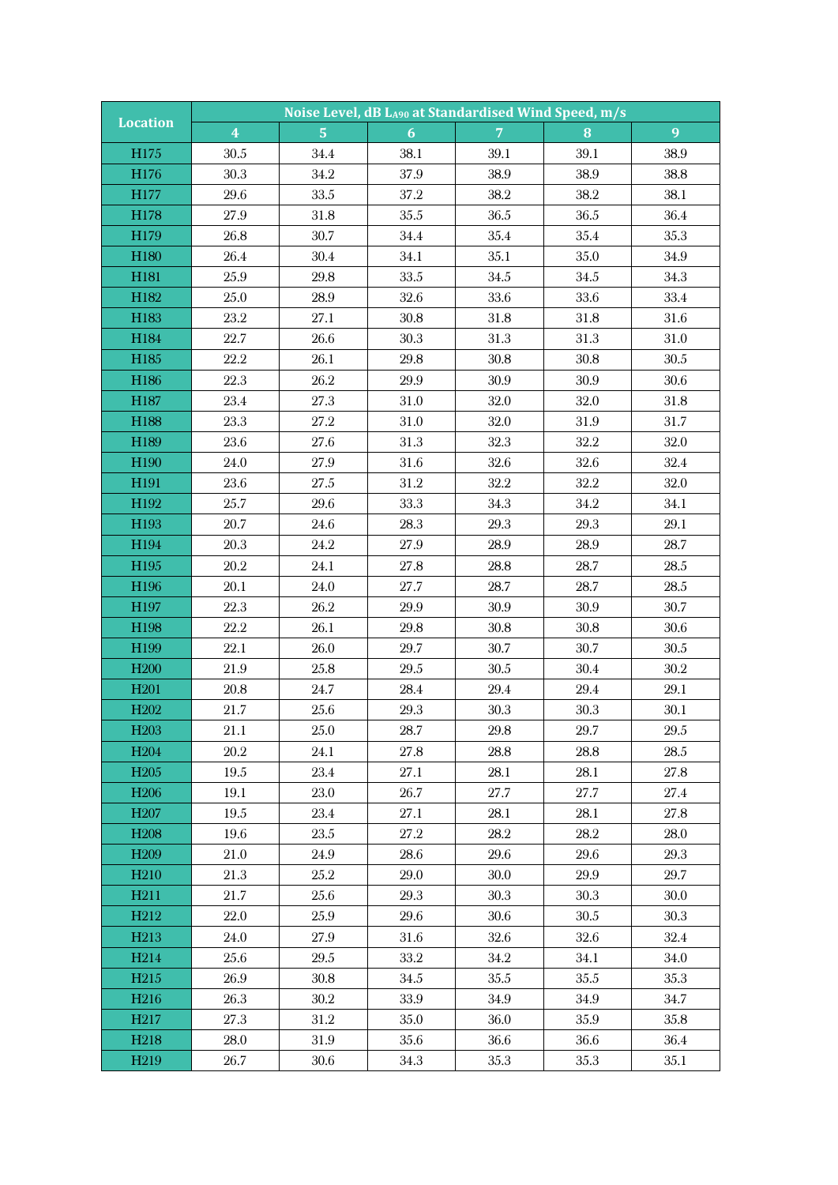| Location | Noise Level, dB $L_{A90}$ at Standardised Wind Speed, m/s | | | | | |
|---|---|---|---|---|---|---|
| | 4 | 5 | 6 | 7 | 8 | 9 |
| H175 | 30.5 | 34.4 | 38.1 | 39.1 | 39.1 | 38.9 |
| H176 | 30.3 | 34.2 | 37.9 | 38.9 | 38.9 | 38.8 |
| H177 | 29.6 | 33.5 | 37.2 | 38.2 | 38.2 | 38.1 |
| H178 | 27.9 | 31.8 | 35.5 | 36.5 | 36.5 | 36.4 |
| H179 | 26.8 | 30.7 | 34.4 | 35.4 | 35.4 | 35.3 |
| H180 | 26.4 | 30.4 | 34.1 | 35.1 | 35.0 | 34.9 |
| H181 | 25.9 | 29.8 | 33.5 | 34.5 | 34.5 | 34.3 |
| H182 | 25.0 | 28.9 | 32.6 | 33.6 | 33.6 | 33.4 |
| H183 | 23.2 | 27.1 | 30.8 | 31.8 | 31.8 | 31.6 |
| H184 | 22.7 | 26.6 | 30.3 | 31.3 | 31.3 | 31.0 |
| H185 | 22.2 | 26.1 | 29.8 | 30.8 | 30.8 | 30.5 |
| H186 | 22.3 | 26.2 | 29.9 | 30.9 | 30.9 | 30.6 |
| H187 | 23.4 | 27.3 | 31.0 | 32.0 | 32.0 | 31.8 |
| H188 | 23.3 | 27.2 | 31.0 | 32.0 | 31.9 | 31.7 |
| H189 | 23.6 | 27.6 | 31.3 | 32.3 | 32.2 | 32.0 |
| H190 | 24.0 | 27.9 | 31.6 | 32.6 | 32.6 | 32.4 |
| H191 | 23.6 | 27.5 | 31.2 | 32.2 | 32.2 | 32.0 |
| H192 | 25.7 | 29.6 | 33.3 | 34.3 | 34.2 | 34.1 |
| H193 | 20.7 | 24.6 | 28.3 | 29.3 | 29.3 | 29.1 |
| H194 | 20.3 | 24.2 | 27.9 | 28.9 | 28.9 | 28.7 |
| H195 | 20.2 | 24.1 | 27.8 | 28.8 | 28.7 | 28.5 |
| H196 | 20.1 | 24.0 | 27.7 | 28.7 | 28.7 | 28.5 |
| H197 | 22.3 | 26.2 | 29.9 | 30.9 | 30.9 | 30.7 |
| H198 | 22.2 | 26.1 | 29.8 | 30.8 | 30.8 | 30.6 |
| H199 | 22.1 | 26.0 | 29.7 | 30.7 | 30.7 | 30.5 |
| H200 | 21.9 | 25.8 | 29.5 | 30.5 | 30.4 | 30.2 |
| H201 | 20.8 | 24.7 | 28.4 | 29.4 | 29.4 | 29.1 |
| H202 | 21.7 | 25.6 | 29.3 | 30.3 | 30.3 | 30.1 |
| H203 | 21.1 | 25.0 | 28.7 | 29.8 | 29.7 | 29.5 |
| H204 | 20.2 | 24.1 | 27.8 | 28.8 | 28.8 | 28.5 |
| H205 | 19.5 | 23.4 | 27.1 | 28.1 | 28.1 | 27.8 |
| H206 | 19.1 | 23.0 | 26.7 | 27.7 | 27.7 | 27.4 |
| H207 | 19.5 | 23.4 | 27.1 | 28.1 | 28.1 | 27.8 |
| H208 | 19.6 | 23.5 | 27.2 | 28.2 | 28.2 | 28.0 |
| H209 | 21.0 | 24.9 | 28.6 | 29.6 | 29.6 | 29.3 |
| H210 | 21.3 | 25.2 | 29.0 | 30.0 | 29.9 | 29.7 |
| H211 | 21.7 | 25.6 | 29.3 | 30.3 | 30.3 | 30.0 |
| H212 | 22.0 | 25.9 | 29.6 | 30.6 | 30.5 | 30.3 |
| H213 | 24.0 | 27.9 | 31.6 | 32.6 | 32.6 | 32.4 |
| H214 | 25.6 | 29.5 | 33.2 | 34.2 | 34.1 | 34.0 |
| H215 | 26.9 | 30.8 | 34.5 | 35.5 | 35.5 | 35.3 |
| H216 | 26.3 | 30.2 | 33.9 | 34.9 | 34.9 | 34.7 |
| H217 | 27.3 | 31.2 | 35.0 | 36.0 | 35.9 | 35.8 |
| H218 | 28.0 | 31.9 | 35.6 | 36.6 | 36.6 | 36.4 |
| H219 | 26.7 | 30.6 | 34.3 | 35.3 | 35.3 | 35.1 |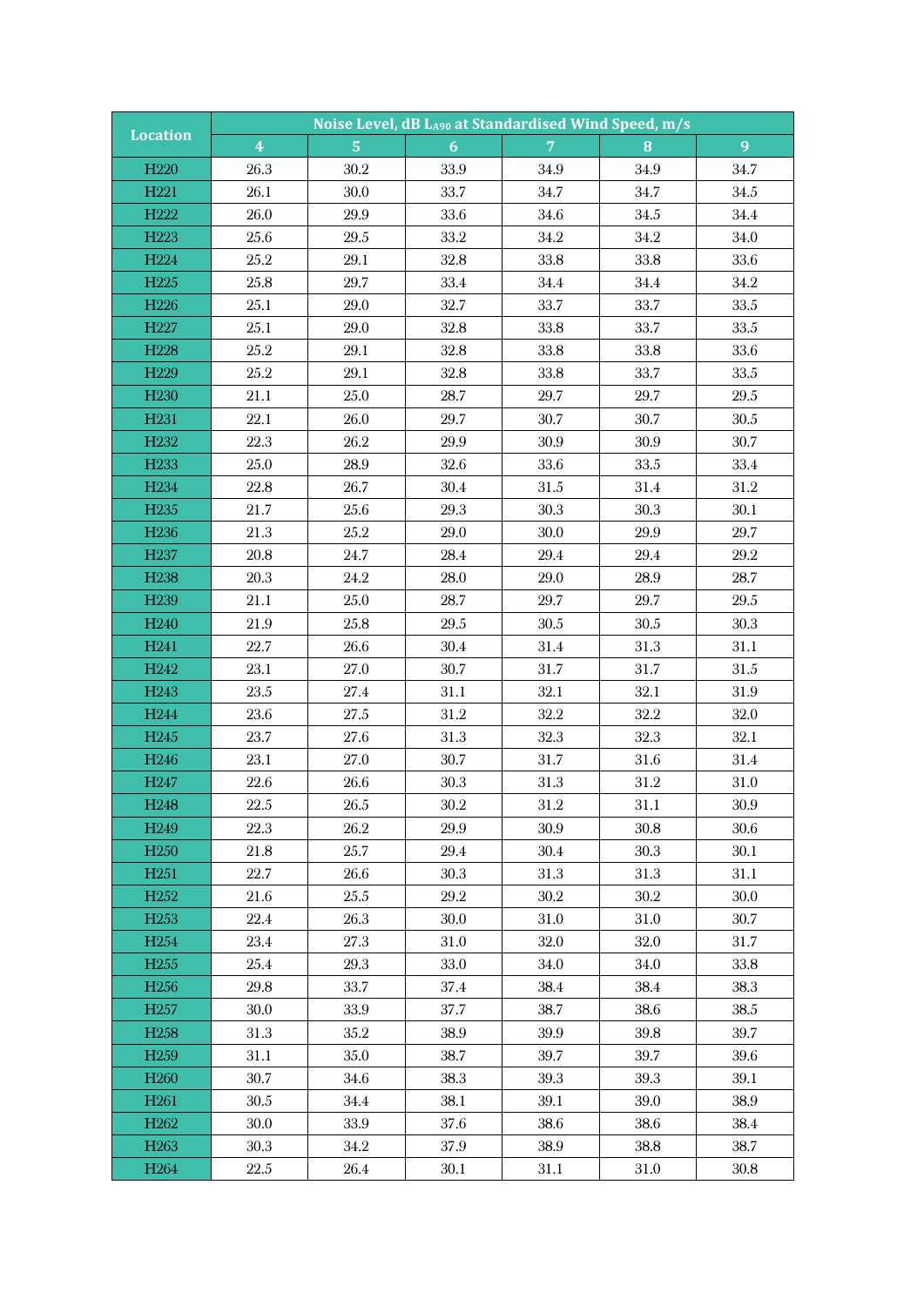| Location | Noise Level, dB $L_{A90}$ at Standardised Wind Speed, m/s | | | | | |
|---|---|---|---|---|---|---|
| | 4 | 5 | 6 | 7 | 8 | 9 |
| H220 | 26.3 | 30.2 | 33.9 | 34.9 | 34.9 | 34.7 |
| H221 | 26.1 | 30.0 | 33.7 | 34.7 | 34.7 | 34.5 |
| H222 | 26.0 | 29.9 | 33.6 | 34.6 | 34.5 | 34.4 |
| H223 | 25.6 | 29.5 | 33.2 | 34.2 | 34.2 | 34.0 |
| H224 | 25.2 | 29.1 | 32.8 | 33.8 | 33.8 | 33.6 |
| H225 | 25.8 | 29.7 | 33.4 | 34.4 | 34.4 | 34.2 |
| H226 | 25.1 | 29.0 | 32.7 | 33.7 | 33.7 | 33.5 |
| H227 | 25.1 | 29.0 | 32.8 | 33.8 | 33.7 | 33.5 |
| H228 | 25.2 | 29.1 | 32.8 | 33.8 | 33.8 | 33.6 |
| H229 | 25.2 | 29.1 | 32.8 | 33.8 | 33.7 | 33.5 |
| H230 | 21.1 | 25.0 | 28.7 | 29.7 | 29.7 | 29.5 |
| H231 | 22.1 | 26.0 | 29.7 | 30.7 | 30.7 | 30.5 |
| H232 | 22.3 | 26.2 | 29.9 | 30.9 | 30.9 | 30.7 |
| H233 | 25.0 | 28.9 | 32.6 | 33.6 | 33.5 | 33.4 |
| H234 | 22.8 | 26.7 | 30.4 | 31.5 | 31.4 | 31.2 |
| H235 | 21.7 | 25.6 | 29.3 | 30.3 | 30.3 | 30.1 |
| H236 | 21.3 | 25.2 | 29.0 | 30.0 | 29.9 | 29.7 |
| H237 | 20.8 | 24.7 | 28.4 | 29.4 | 29.4 | 29.2 |
| H238 | 20.3 | 24.2 | 28.0 | 29.0 | 28.9 | 28.7 |
| H239 | 21.1 | 25.0 | 28.7 | 29.7 | 29.7 | 29.5 |
| H240 | 21.9 | 25.8 | 29.5 | 30.5 | 30.5 | 30.3 |
| H241 | 22.7 | 26.6 | 30.4 | 31.4 | 31.3 | 31.1 |
| H242 | 23.1 | 27.0 | 30.7 | 31.7 | 31.7 | 31.5 |
| H243 | 23.5 | 27.4 | 31.1 | 32.1 | 32.1 | 31.9 |
| H244 | 23.6 | 27.5 | 31.2 | 32.2 | 32.2 | 32.0 |
| H245 | 23.7 | 27.6 | 31.3 | 32.3 | 32.3 | 32.1 |
| H246 | 23.1 | 27.0 | 30.7 | 31.7 | 31.6 | 31.4 |
| H247 | 22.6 | 26.6 | 30.3 | 31.3 | 31.2 | 31.0 |
| H248 | 22.5 | 26.5 | 30.2 | 31.2 | 31.1 | 30.9 |
| H249 | 22.3 | 26.2 | 29.9 | 30.9 | 30.8 | 30.6 |
| H250 | 21.8 | 25.7 | 29.4 | 30.4 | 30.3 | 30.1 |
| H251 | 22.7 | 26.6 | 30.3 | 31.3 | 31.3 | 31.1 |
| H252 | 21.6 | 25.5 | 29.2 | 30.2 | 30.2 | 30.0 |
| H253 | 22.4 | 26.3 | 30.0 | 31.0 | 31.0 | 30.7 |
| H254 | 23.4 | 27.3 | 31.0 | 32.0 | 32.0 | 31.7 |
| H255 | 25.4 | 29.3 | 33.0 | 34.0 | 34.0 | 33.8 |
| H256 | 29.8 | 33.7 | 37.4 | 38.4 | 38.4 | 38.3 |
| H257 | 30.0 | 33.9 | 37.7 | 38.7 | 38.6 | 38.5 |
| H258 | 31.3 | 35.2 | 38.9 | 39.9 | 39.8 | 39.7 |
| H259 | 31.1 | 35.0 | 38.7 | 39.7 | 39.7 | 39.6 |
| H260 | 30.7 | 34.6 | 38.3 | 39.3 | 39.3 | 39.1 |
| H261 | 30.5 | 34.4 | 38.1 | 39.1 | 39.0 | 38.9 |
| H262 | 30.0 | 33.9 | 37.6 | 38.6 | 38.6 | 38.4 |
| H263 | 30.3 | 34.2 | 37.9 | 38.9 | 38.8 | 38.7 |
| H264 | 22.5 | 26.4 | 30.1 | 31.1 | 31.0 | 30.8 |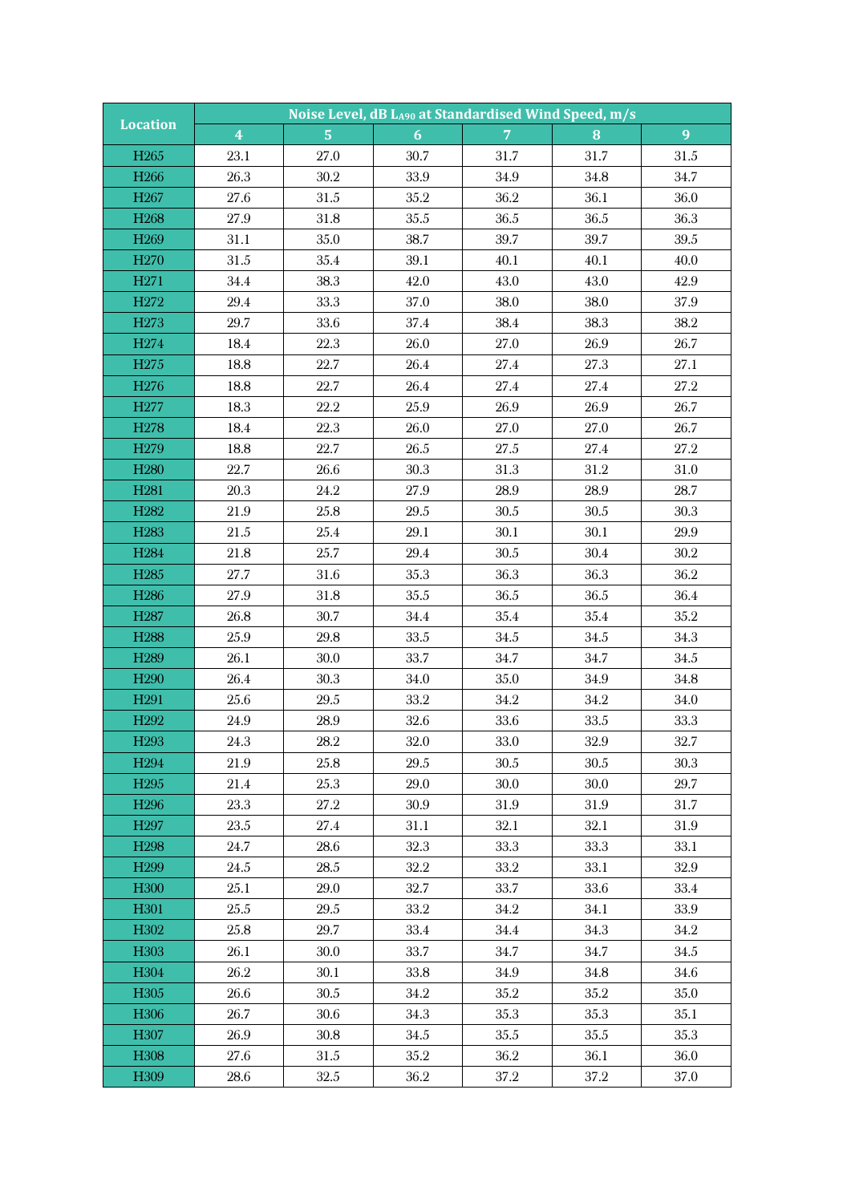| Location | Noise Level, dB $L_{A90}$ at Standardised Wind Speed, m/s | | | | | |
|---|---|---|---|---|---|---|
| | 4 | 5 | 6 | 7 | 8 | 9 |
| H265 | 23.1 | 27.0 | 30.7 | 31.7 | 31.7 | 31.5 |
| H266 | 26.3 | 30.2 | 33.9 | 34.9 | 34.8 | 34.7 |
| H267 | 27.6 | 31.5 | 35.2 | 36.2 | 36.1 | 36.0 |
| H268 | 27.9 | 31.8 | 35.5 | 36.5 | 36.5 | 36.3 |
| H269 | 31.1 | 35.0 | 38.7 | 39.7 | 39.7 | 39.5 |
| H270 | 31.5 | 35.4 | 39.1 | 40.1 | 40.1 | 40.0 |
| H271 | 34.4 | 38.3 | 42.0 | 43.0 | 43.0 | 42.9 |
| H272 | 29.4 | 33.3 | 37.0 | 38.0 | 38.0 | 37.9 |
| H273 | 29.7 | 33.6 | 37.4 | 38.4 | 38.3 | 38.2 |
| H274 | 18.4 | 22.3 | 26.0 | 27.0 | 26.9 | 26.7 |
| H275 | 18.8 | 22.7 | 26.4 | 27.4 | 27.3 | 27.1 |
| H276 | 18.8 | 22.7 | 26.4 | 27.4 | 27.4 | 27.2 |
| H277 | 18.3 | 22.2 | 25.9 | 26.9 | 26.9 | 26.7 |
| H278 | 18.4 | 22.3 | 26.0 | 27.0 | 27.0 | 26.7 |
| H279 | 18.8 | 22.7 | 26.5 | 27.5 | 27.4 | 27.2 |
| H280 | 22.7 | 26.6 | 30.3 | 31.3 | 31.2 | 31.0 |
| H281 | 20.3 | 24.2 | 27.9 | 28.9 | 28.9 | 28.7 |
| H282 | 21.9 | 25.8 | 29.5 | 30.5 | 30.5 | 30.3 |
| H283 | 21.5 | 25.4 | 29.1 | 30.1 | 30.1 | 29.9 |
| H284 | 21.8 | 25.7 | 29.4 | 30.5 | 30.4 | 30.2 |
| H285 | 27.7 | 31.6 | 35.3 | 36.3 | 36.3 | 36.2 |
| H286 | 27.9 | 31.8 | 35.5 | 36.5 | 36.5 | 36.4 |
| H287 | 26.8 | 30.7 | 34.4 | 35.4 | 35.4 | 35.2 |
| H288 | 25.9 | 29.8 | 33.5 | 34.5 | 34.5 | 34.3 |
| H289 | 26.1 | 30.0 | 33.7 | 34.7 | 34.7 | 34.5 |
| H290 | 26.4 | 30.3 | 34.0 | 35.0 | 34.9 | 34.8 |
| H291 | 25.6 | 29.5 | 33.2 | 34.2 | 34.2 | 34.0 |
| H292 | 24.9 | 28.9 | 32.6 | 33.6 | 33.5 | 33.3 |
| H293 | 24.3 | 28.2 | 32.0 | 33.0 | 32.9 | 32.7 |
| H294 | 21.9 | 25.8 | 29.5 | 30.5 | 30.5 | 30.3 |
| H295 | 21.4 | 25.3 | 29.0 | 30.0 | 30.0 | 29.7 |
| H296 | 23.3 | 27.2 | 30.9 | 31.9 | 31.9 | 31.7 |
| H297 | 23.5 | 27.4 | 31.1 | 32.1 | 32.1 | 31.9 |
| H298 | 24.7 | 28.6 | 32.3 | 33.3 | 33.3 | 33.1 |
| H299 | 24.5 | 28.5 | 32.2 | 33.2 | 33.1 | 32.9 |
| H300 | 25.1 | 29.0 | 32.7 | 33.7 | 33.6 | 33.4 |
| H301 | 25.5 | 29.5 | 33.2 | 34.2 | 34.1 | 33.9 |
| H302 | 25.8 | 29.7 | 33.4 | 34.4 | 34.3 | 34.2 |
| H303 | 26.1 | 30.0 | 33.7 | 34.7 | 34.7 | 34.5 |
| H304 | 26.2 | 30.1 | 33.8 | 34.9 | 34.8 | 34.6 |
| H305 | 26.6 | 30.5 | 34.2 | 35.2 | 35.2 | 35.0 |
| H306 | 26.7 | 30.6 | 34.3 | 35.3 | 35.3 | 35.1 |
| H307 | 26.9 | 30.8 | 34.5 | 35.5 | 35.5 | 35.3 |
| H308 | 27.6 | 31.5 | 35.2 | 36.2 | 36.1 | 36.0 |
| H309 | 28.6 | 32.5 | 36.2 | 37.2 | 37.2 | 37.0 |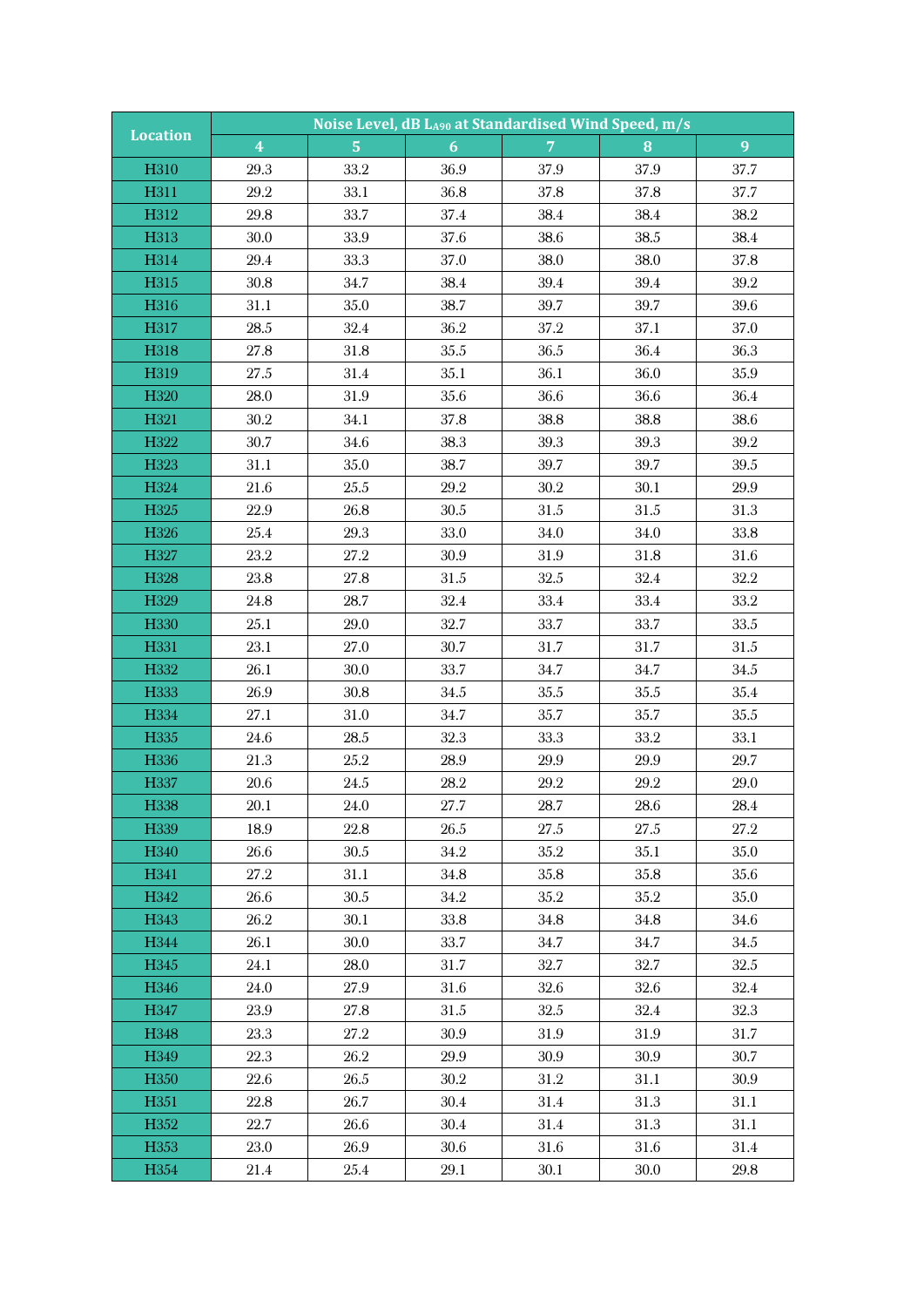| Location | Noise Level, dB $L_{A90}$ at Standardised Wind Speed, m/s | | | | | |
|---|---|---|---|---|---|---|
| | 4 | 5 | 6 | 7 | 8 | 9 |
| H310 | 29.3 | 33.2 | 36.9 | 37.9 | 37.9 | 37.7 |
| H311 | 29.2 | 33.1 | 36.8 | 37.8 | 37.8 | 37.7 |
| H312 | 29.8 | 33.7 | 37.4 | 38.4 | 38.4 | 38.2 |
| H313 | 30.0 | 33.9 | 37.6 | 38.6 | 38.5 | 38.4 |
| H314 | 29.4 | 33.3 | 37.0 | 38.0 | 38.0 | 37.8 |
| H315 | 30.8 | 34.7 | 38.4 | 39.4 | 39.4 | 39.2 |
| H316 | 31.1 | 35.0 | 38.7 | 39.7 | 39.7 | 39.6 |
| H317 | 28.5 | 32.4 | 36.2 | 37.2 | 37.1 | 37.0 |
| H318 | 27.8 | 31.8 | 35.5 | 36.5 | 36.4 | 36.3 |
| H319 | 27.5 | 31.4 | 35.1 | 36.1 | 36.0 | 35.9 |
| H320 | 28.0 | 31.9 | 35.6 | 36.6 | 36.6 | 36.4 |
| H321 | 30.2 | 34.1 | 37.8 | 38.8 | 38.8 | 38.6 |
| H322 | 30.7 | 34.6 | 38.3 | 39.3 | 39.3 | 39.2 |
| H323 | 31.1 | 35.0 | 38.7 | 39.7 | 39.7 | 39.5 |
| H324 | 21.6 | 25.5 | 29.2 | 30.2 | 30.1 | 29.9 |
| H325 | 22.9 | 26.8 | 30.5 | 31.5 | 31.5 | 31.3 |
| H326 | 25.4 | 29.3 | 33.0 | 34.0 | 34.0 | 33.8 |
| H327 | 23.2 | 27.2 | 30.9 | 31.9 | 31.8 | 31.6 |
| H328 | 23.8 | 27.8 | 31.5 | 32.5 | 32.4 | 32.2 |
| H329 | 24.8 | 28.7 | 32.4 | 33.4 | 33.4 | 33.2 |
| H330 | 25.1 | 29.0 | 32.7 | 33.7 | 33.7 | 33.5 |
| H331 | 23.1 | 27.0 | 30.7 | 31.7 | 31.7 | 31.5 |
| H332 | 26.1 | 30.0 | 33.7 | 34.7 | 34.7 | 34.5 |
| H333 | 26.9 | 30.8 | 34.5 | 35.5 | 35.5 | 35.4 |
| H334 | 27.1 | 31.0 | 34.7 | 35.7 | 35.7 | 35.5 |
| H335 | 24.6 | 28.5 | 32.3 | 33.3 | 33.2 | 33.1 |
| H336 | 21.3 | 25.2 | 28.9 | 29.9 | 29.9 | 29.7 |
| H337 | 20.6 | 24.5 | 28.2 | 29.2 | 29.2 | 29.0 |
| H338 | 20.1 | 24.0 | 27.7 | 28.7 | 28.6 | 28.4 |
| H339 | 18.9 | 22.8 | 26.5 | 27.5 | 27.5 | 27.2 |
| H340 | 26.6 | 30.5 | 34.2 | 35.2 | 35.1 | 35.0 |
| H341 | 27.2 | 31.1 | 34.8 | 35.8 | 35.8 | 35.6 |
| H342 | 26.6 | 30.5 | 34.2 | 35.2 | 35.2 | 35.0 |
| H343 | 26.2 | 30.1 | 33.8 | 34.8 | 34.8 | 34.6 |
| H344 | 26.1 | 30.0 | 33.7 | 34.7 | 34.7 | 34.5 |
| H345 | 24.1 | 28.0 | 31.7 | 32.7 | 32.7 | 32.5 |
| H346 | 24.0 | 27.9 | 31.6 | 32.6 | 32.6 | 32.4 |
| H347 | 23.9 | 27.8 | 31.5 | 32.5 | 32.4 | 32.3 |
| H348 | 23.3 | 27.2 | 30.9 | 31.9 | 31.9 | 31.7 |
| H349 | 22.3 | 26.2 | 29.9 | 30.9 | 30.9 | 30.7 |
| H350 | 22.6 | 26.5 | 30.2 | 31.2 | 31.1 | 30.9 |
| H351 | 22.8 | 26.7 | 30.4 | 31.4 | 31.3 | 31.1 |
| H352 | 22.7 | 26.6 | 30.4 | 31.4 | 31.3 | 31.1 |
| H353 | 23.0 | 26.9 | 30.6 | 31.6 | 31.6 | 31.4 |
| H354 | 21.4 | 25.4 | 29.1 | 30.1 | 30.0 | 29.8 |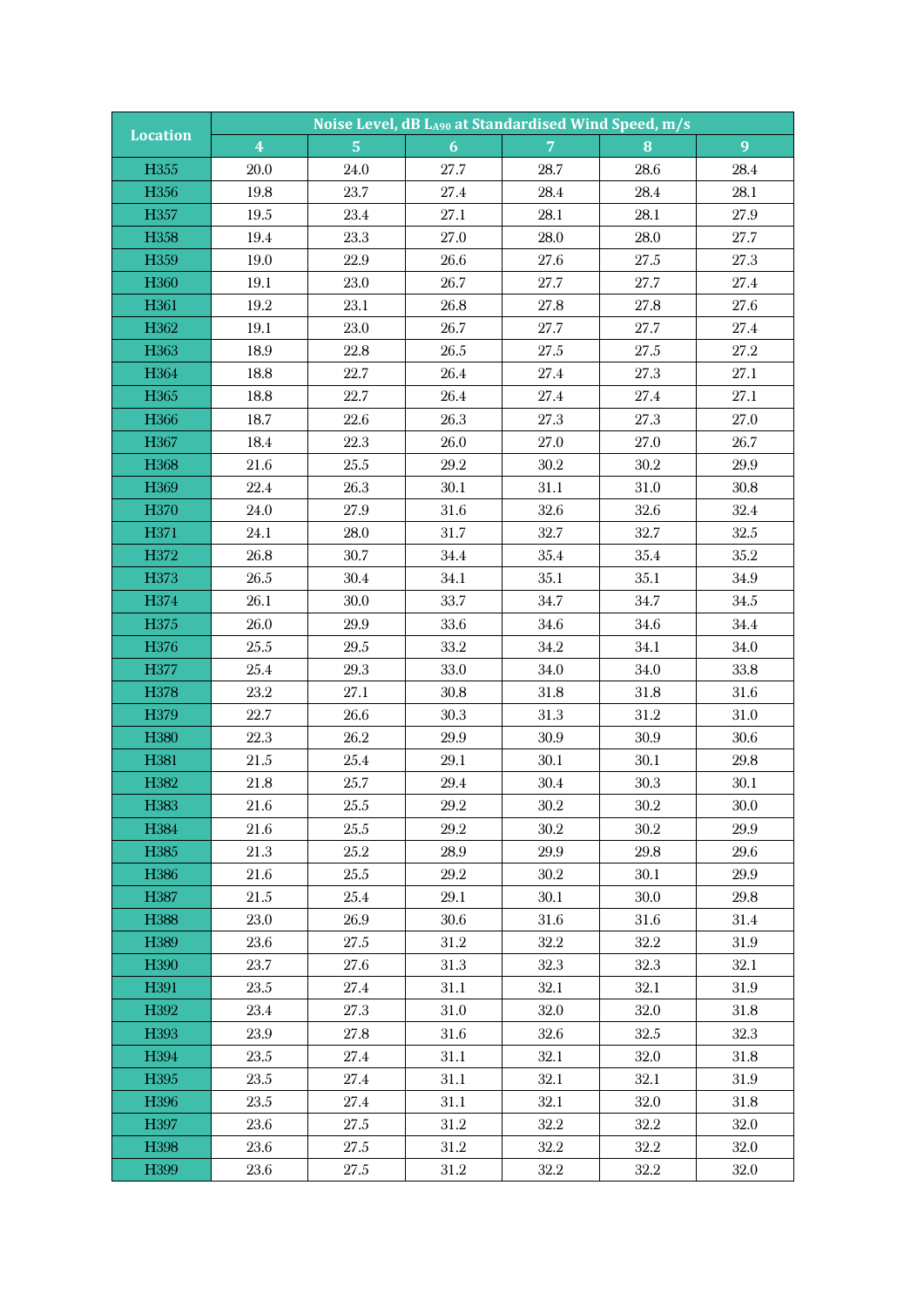| Location | Noise Level, dB $L_{A90}$ at Standardised Wind Speed, m/s | | | | | |
|---|---|---|---|---|---|---|
| | 4 | 5 | 6 | 7 | 8 | 9 |
| H355 | 20.0 | 24.0 | 27.7 | 28.7 | 28.6 | 28.4 |
| H356 | 19.8 | 23.7 | 27.4 | 28.4 | 28.4 | 28.1 |
| H357 | 19.5 | 23.4 | 27.1 | 28.1 | 28.1 | 27.9 |
| H358 | 19.4 | 23.3 | 27.0 | 28.0 | 28.0 | 27.7 |
| H359 | 19.0 | 22.9 | 26.6 | 27.6 | 27.5 | 27.3 |
| H360 | 19.1 | 23.0 | 26.7 | 27.7 | 27.7 | 27.4 |
| H361 | 19.2 | 23.1 | 26.8 | 27.8 | 27.8 | 27.6 |
| H362 | 19.1 | 23.0 | 26.7 | 27.7 | 27.7 | 27.4 |
| H363 | 18.9 | 22.8 | 26.5 | 27.5 | 27.5 | 27.2 |
| H364 | 18.8 | 22.7 | 26.4 | 27.4 | 27.3 | 27.1 |
| H365 | 18.8 | 22.7 | 26.4 | 27.4 | 27.4 | 27.1 |
| H366 | 18.7 | 22.6 | 26.3 | 27.3 | 27.3 | 27.0 |
| H367 | 18.4 | 22.3 | 26.0 | 27.0 | 27.0 | 26.7 |
| H368 | 21.6 | 25.5 | 29.2 | 30.2 | 30.2 | 29.9 |
| H369 | 22.4 | 26.3 | 30.1 | 31.1 | 31.0 | 30.8 |
| H370 | 24.0 | 27.9 | 31.6 | 32.6 | 32.6 | 32.4 |
| H371 | 24.1 | 28.0 | 31.7 | 32.7 | 32.7 | 32.5 |
| H372 | 26.8 | 30.7 | 34.4 | 35.4 | 35.4 | 35.2 |
| H373 | 26.5 | 30.4 | 34.1 | 35.1 | 35.1 | 34.9 |
| H374 | 26.1 | 30.0 | 33.7 | 34.7 | 34.7 | 34.5 |
| H375 | 26.0 | 29.9 | 33.6 | 34.6 | 34.6 | 34.4 |
| H376 | 25.5 | 29.5 | 33.2 | 34.2 | 34.1 | 34.0 |
| H377 | 25.4 | 29.3 | 33.0 | 34.0 | 34.0 | 33.8 |
| H378 | 23.2 | 27.1 | 30.8 | 31.8 | 31.8 | 31.6 |
| H379 | 22.7 | 26.6 | 30.3 | 31.3 | 31.2 | 31.0 |
| H380 | 22.3 | 26.2 | 29.9 | 30.9 | 30.9 | 30.6 |
| H381 | 21.5 | 25.4 | 29.1 | 30.1 | 30.1 | 29.8 |
| H382 | 21.8 | 25.7 | 29.4 | 30.4 | 30.3 | 30.1 |
| H383 | 21.6 | 25.5 | 29.2 | 30.2 | 30.2 | 30.0 |
| H384 | 21.6 | 25.5 | 29.2 | 30.2 | 30.2 | 29.9 |
| H385 | 21.3 | 25.2 | 28.9 | 29.9 | 29.8 | 29.6 |
| H386 | 21.6 | 25.5 | 29.2 | 30.2 | 30.1 | 29.9 |
| H387 | 21.5 | 25.4 | 29.1 | 30.1 | 30.0 | 29.8 |
| H388 | 23.0 | 26.9 | 30.6 | 31.6 | 31.6 | 31.4 |
| H389 | 23.6 | 27.5 | 31.2 | 32.2 | 32.2 | 31.9 |
| H390 | 23.7 | 27.6 | 31.3 | 32.3 | 32.3 | 32.1 |
| H391 | 23.5 | 27.4 | 31.1 | 32.1 | 32.1 | 31.9 |
| H392 | 23.4 | 27.3 | 31.0 | 32.0 | 32.0 | 31.8 |
| H393 | 23.9 | 27.8 | 31.6 | 32.6 | 32.5 | 32.3 |
| H394 | 23.5 | 27.4 | 31.1 | 32.1 | 32.0 | 31.8 |
| H395 | 23.5 | 27.4 | 31.1 | 32.1 | 32.1 | 31.9 |
| H396 | 23.5 | 27.4 | 31.1 | 32.1 | 32.0 | 31.8 |
| H397 | 23.6 | 27.5 | 31.2 | 32.2 | 32.2 | 32.0 |
| H398 | 23.6 | 27.5 | 31.2 | 32.2 | 32.2 | 32.0 |
| H399 | 23.6 | 27.5 | 31.2 | 32.2 | 32.2 | 32.0 |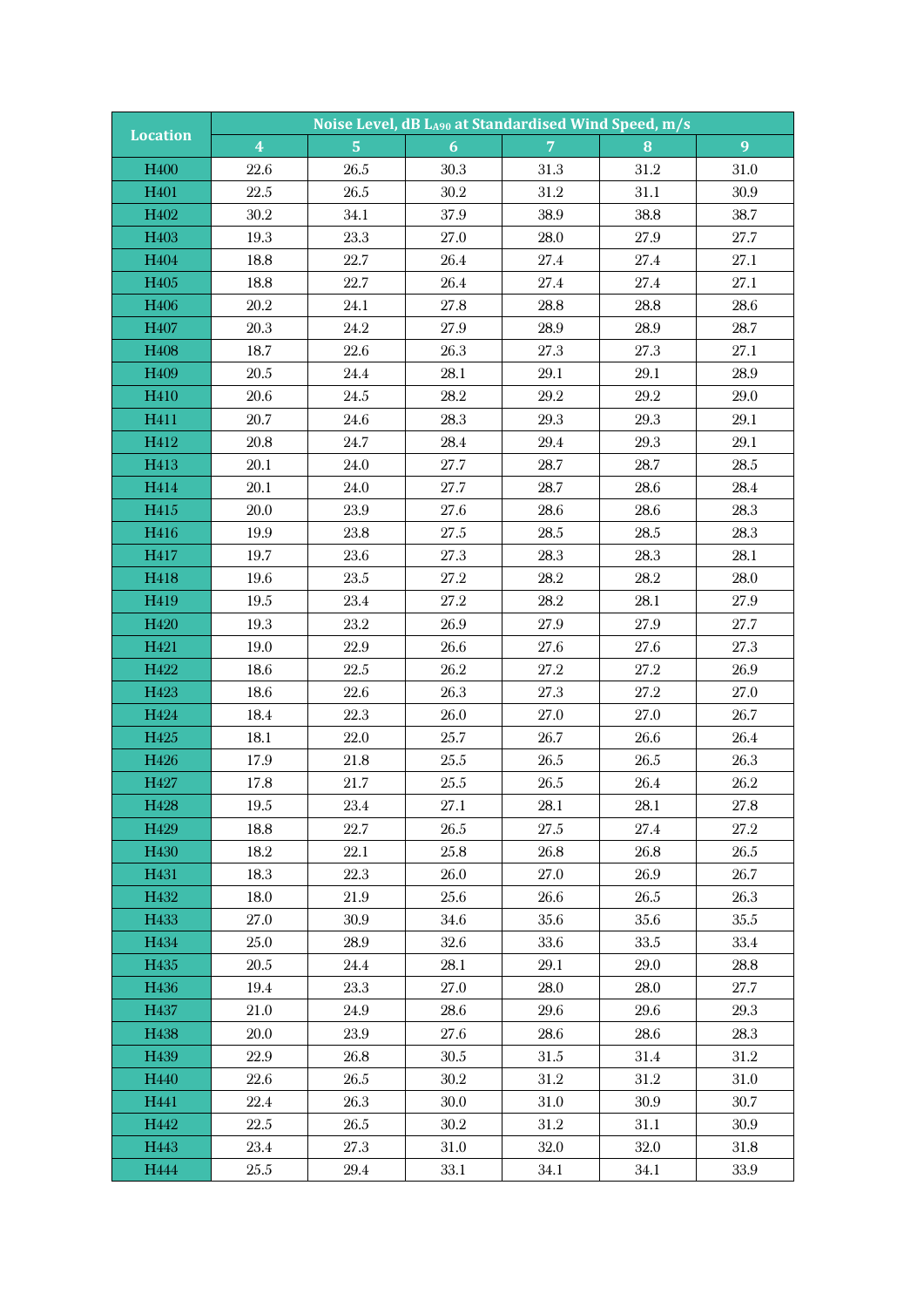| Location | Noise Level, dB $L_{A90}$ at Standardised Wind Speed, m/s | | | | | |
|---|---|---|---|---|---|---|
| | 4 | 5 | 6 | 7 | 8 | 9 |
| H400 | 22.6 | 26.5 | 30.3 | 31.3 | 31.2 | 31.0 |
| H401 | 22.5 | 26.5 | 30.2 | 31.2 | 31.1 | 30.9 |
| H402 | 30.2 | 34.1 | 37.9 | 38.9 | 38.8 | 38.7 |
| H403 | 19.3 | 23.3 | 27.0 | 28.0 | 27.9 | 27.7 |
| H404 | 18.8 | 22.7 | 26.4 | 27.4 | 27.4 | 27.1 |
| H405 | 18.8 | 22.7 | 26.4 | 27.4 | 27.4 | 27.1 |
| H406 | 20.2 | 24.1 | 27.8 | 28.8 | 28.8 | 28.6 |
| H407 | 20.3 | 24.2 | 27.9 | 28.9 | 28.9 | 28.7 |
| H408 | 18.7 | 22.6 | 26.3 | 27.3 | 27.3 | 27.1 |
| H409 | 20.5 | 24.4 | 28.1 | 29.1 | 29.1 | 28.9 |
| H410 | 20.6 | 24.5 | 28.2 | 29.2 | 29.2 | 29.0 |
| H411 | 20.7 | 24.6 | 28.3 | 29.3 | 29.3 | 29.1 |
| H412 | 20.8 | 24.7 | 28.4 | 29.4 | 29.3 | 29.1 |
| H413 | 20.1 | 24.0 | 27.7 | 28.7 | 28.7 | 28.5 |
| H414 | 20.1 | 24.0 | 27.7 | 28.7 | 28.6 | 28.4 |
| H415 | 20.0 | 23.9 | 27.6 | 28.6 | 28.6 | 28.3 |
| H416 | 19.9 | 23.8 | 27.5 | 28.5 | 28.5 | 28.3 |
| H417 | 19.7 | 23.6 | 27.3 | 28.3 | 28.3 | 28.1 |
| H418 | 19.6 | 23.5 | 27.2 | 28.2 | 28.2 | 28.0 |
| H419 | 19.5 | 23.4 | 27.2 | 28.2 | 28.1 | 27.9 |
| H420 | 19.3 | 23.2 | 26.9 | 27.9 | 27.9 | 27.7 |
| H421 | 19.0 | 22.9 | 26.6 | 27.6 | 27.6 | 27.3 |
| H422 | 18.6 | 22.5 | 26.2 | 27.2 | 27.2 | 26.9 |
| H423 | 18.6 | 22.6 | 26.3 | 27.3 | 27.2 | 27.0 |
| H424 | 18.4 | 22.3 | 26.0 | 27.0 | 27.0 | 26.7 |
| H425 | 18.1 | 22.0 | 25.7 | 26.7 | 26.6 | 26.4 |
| H426 | 17.9 | 21.8 | 25.5 | 26.5 | 26.5 | 26.3 |
| H427 | 17.8 | 21.7 | 25.5 | 26.5 | 26.4 | 26.2 |
| H428 | 19.5 | 23.4 | 27.1 | 28.1 | 28.1 | 27.8 |
| H429 | 18.8 | 22.7 | 26.5 | 27.5 | 27.4 | 27.2 |
| H430 | 18.2 | 22.1 | 25.8 | 26.8 | 26.8 | 26.5 |
| H431 | 18.3 | 22.3 | 26.0 | 27.0 | 26.9 | 26.7 |
| H432 | 18.0 | 21.9 | 25.6 | 26.6 | 26.5 | 26.3 |
| H433 | 27.0 | 30.9 | 34.6 | 35.6 | 35.6 | 35.5 |
| H434 | 25.0 | 28.9 | 32.6 | 33.6 | 33.5 | 33.4 |
| H435 | 20.5 | 24.4 | 28.1 | 29.1 | 29.0 | 28.8 |
| H436 | 19.4 | 23.3 | 27.0 | 28.0 | 28.0 | 27.7 |
| H437 | 21.0 | 24.9 | 28.6 | 29.6 | 29.6 | 29.3 |
| H438 | 20.0 | 23.9 | 27.6 | 28.6 | 28.6 | 28.3 |
| H439 | 22.9 | 26.8 | 30.5 | 31.5 | 31.4 | 31.2 |
| H440 | 22.6 | 26.5 | 30.2 | 31.2 | 31.2 | 31.0 |
| H441 | 22.4 | 26.3 | 30.0 | 31.0 | 30.9 | 30.7 |
| H442 | 22.5 | 26.5 | 30.2 | 31.2 | 31.1 | 30.9 |
| H443 | 23.4 | 27.3 | 31.0 | 32.0 | 32.0 | 31.8 |
| H444 | 25.5 | 29.4 | 33.1 | 34.1 | 34.1 | 33.9 |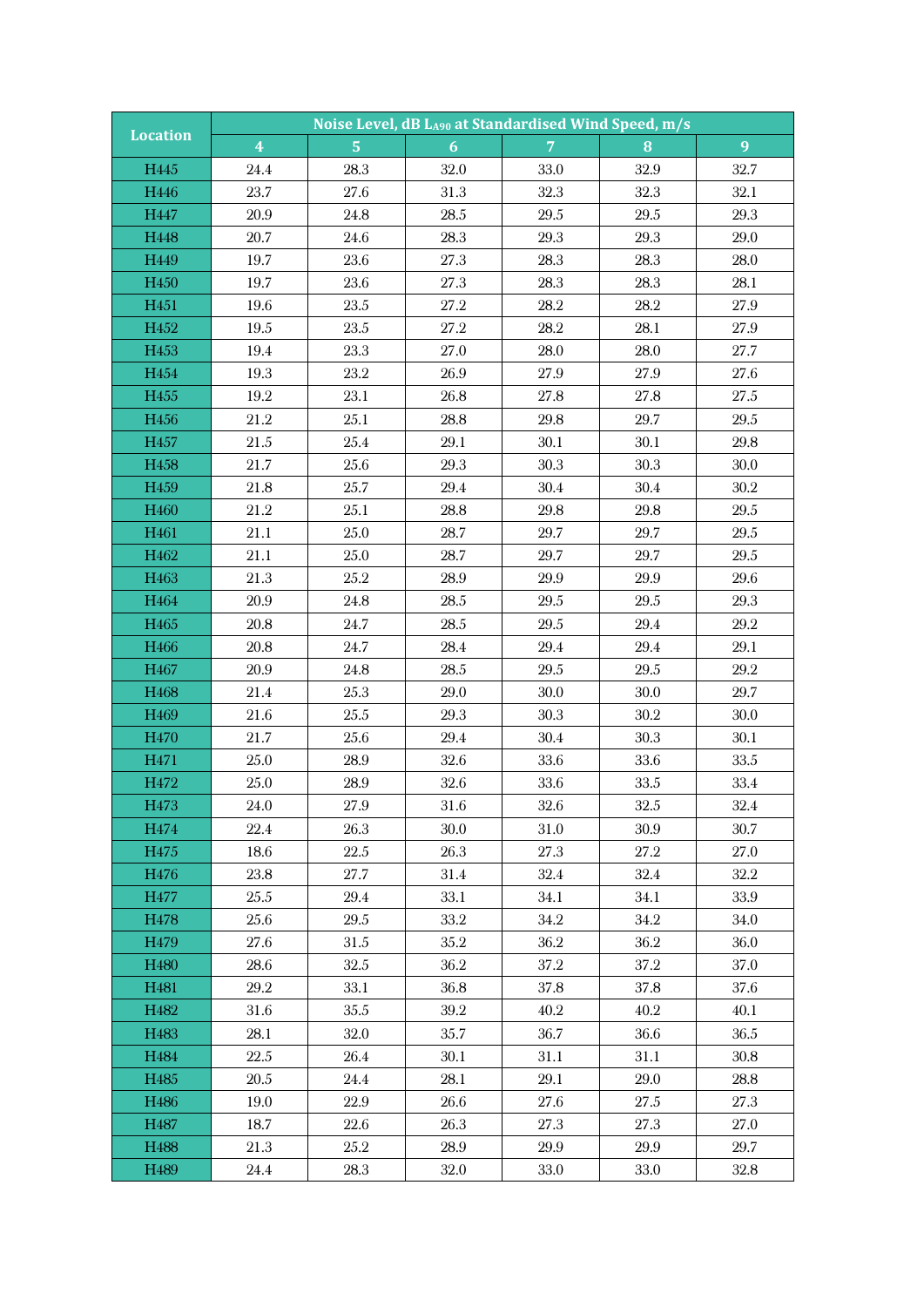| Location | Noise Level, dB $L_{A90}$ at Standardised Wind Speed, m/s | | | | | |
|---|---|---|---|---|---|---|
| | 4 | 5 | 6 | 7 | 8 | 9 |
| H445 | 24.4 | 28.3 | 32.0 | 33.0 | 32.9 | 32.7 |
| H446 | 23.7 | 27.6 | 31.3 | 32.3 | 32.3 | 32.1 |
| H447 | 20.9 | 24.8 | 28.5 | 29.5 | 29.5 | 29.3 |
| H448 | 20.7 | 24.6 | 28.3 | 29.3 | 29.3 | 29.0 |
| H449 | 19.7 | 23.6 | 27.3 | 28.3 | 28.3 | 28.0 |
| H450 | 19.7 | 23.6 | 27.3 | 28.3 | 28.3 | 28.1 |
| H451 | 19.6 | 23.5 | 27.2 | 28.2 | 28.2 | 27.9 |
| H452 | 19.5 | 23.5 | 27.2 | 28.2 | 28.1 | 27.9 |
| H453 | 19.4 | 23.3 | 27.0 | 28.0 | 28.0 | 27.7 |
| H454 | 19.3 | 23.2 | 26.9 | 27.9 | 27.9 | 27.6 |
| H455 | 19.2 | 23.1 | 26.8 | 27.8 | 27.8 | 27.5 |
| H456 | 21.2 | 25.1 | 28.8 | 29.8 | 29.7 | 29.5 |
| H457 | 21.5 | 25.4 | 29.1 | 30.1 | 30.1 | 29.8 |
| H458 | 21.7 | 25.6 | 29.3 | 30.3 | 30.3 | 30.0 |
| H459 | 21.8 | 25.7 | 29.4 | 30.4 | 30.4 | 30.2 |
| H460 | 21.2 | 25.1 | 28.8 | 29.8 | 29.8 | 29.5 |
| H461 | 21.1 | 25.0 | 28.7 | 29.7 | 29.7 | 29.5 |
| H462 | 21.1 | 25.0 | 28.7 | 29.7 | 29.7 | 29.5 |
| H463 | 21.3 | 25.2 | 28.9 | 29.9 | 29.9 | 29.6 |
| H464 | 20.9 | 24.8 | 28.5 | 29.5 | 29.5 | 29.3 |
| H465 | 20.8 | 24.7 | 28.5 | 29.5 | 29.4 | 29.2 |
| H466 | 20.8 | 24.7 | 28.4 | 29.4 | 29.4 | 29.1 |
| H467 | 20.9 | 24.8 | 28.5 | 29.5 | 29.5 | 29.2 |
| H468 | 21.4 | 25.3 | 29.0 | 30.0 | 30.0 | 29.7 |
| H469 | 21.6 | 25.5 | 29.3 | 30.3 | 30.2 | 30.0 |
| H470 | 21.7 | 25.6 | 29.4 | 30.4 | 30.3 | 30.1 |
| H471 | 25.0 | 28.9 | 32.6 | 33.6 | 33.6 | 33.5 |
| H472 | 25.0 | 28.9 | 32.6 | 33.6 | 33.5 | 33.4 |
| H473 | 24.0 | 27.9 | 31.6 | 32.6 | 32.5 | 32.4 |
| H474 | 22.4 | 26.3 | 30.0 | 31.0 | 30.9 | 30.7 |
| H475 | 18.6 | 22.5 | 26.3 | 27.3 | 27.2 | 27.0 |
| H476 | 23.8 | 27.7 | 31.4 | 32.4 | 32.4 | 32.2 |
| H477 | 25.5 | 29.4 | 33.1 | 34.1 | 34.1 | 33.9 |
| H478 | 25.6 | 29.5 | 33.2 | 34.2 | 34.2 | 34.0 |
| H479 | 27.6 | 31.5 | 35.2 | 36.2 | 36.2 | 36.0 |
| H480 | 28.6 | 32.5 | 36.2 | 37.2 | 37.2 | 37.0 |
| H481 | 29.2 | 33.1 | 36.8 | 37.8 | 37.8 | 37.6 |
| H482 | 31.6 | 35.5 | 39.2 | 40.2 | 40.2 | 40.1 |
| H483 | 28.1 | 32.0 | 35.7 | 36.7 | 36.6 | 36.5 |
| H484 | 22.5 | 26.4 | 30.1 | 31.1 | 31.1 | 30.8 |
| H485 | 20.5 | 24.4 | 28.1 | 29.1 | 29.0 | 28.8 |
| H486 | 19.0 | 22.9 | 26.6 | 27.6 | 27.5 | 27.3 |
| H487 | 18.7 | 22.6 | 26.3 | 27.3 | 27.3 | 27.0 |
| H488 | 21.3 | 25.2 | 28.9 | 29.9 | 29.9 | 29.7 |
| H489 | 24.4 | 28.3 | 32.0 | 33.0 | 33.0 | 32.8 |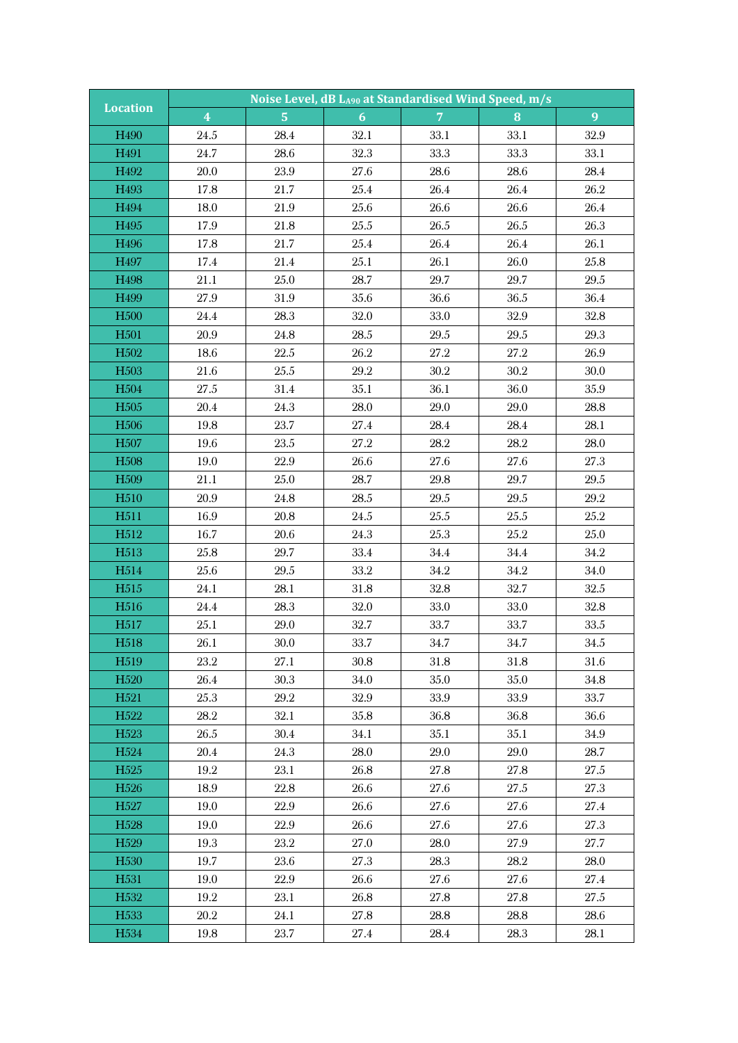| Location | Noise Level, dB $L_{A90}$ at Standardised Wind Speed, m/s | | | | | |
|---|---|---|---|---|---|---|
| | 4 | 5 | 6 | 7 | 8 | 9 |
| H490 | 24.5 | 28.4 | 32.1 | 33.1 | 33.1 | 32.9 |
| H491 | 24.7 | 28.6 | 32.3 | 33.3 | 33.3 | 33.1 |
| H492 | 20.0 | 23.9 | 27.6 | 28.6 | 28.6 | 28.4 |
| H493 | 17.8 | 21.7 | 25.4 | 26.4 | 26.4 | 26.2 |
| H494 | 18.0 | 21.9 | 25.6 | 26.6 | 26.6 | 26.4 |
| H495 | 17.9 | 21.8 | 25.5 | 26.5 | 26.5 | 26.3 |
| H496 | 17.8 | 21.7 | 25.4 | 26.4 | 26.4 | 26.1 |
| H497 | 17.4 | 21.4 | 25.1 | 26.1 | 26.0 | 25.8 |
| H498 | 21.1 | 25.0 | 28.7 | 29.7 | 29.7 | 29.5 |
| H499 | 27.9 | 31.9 | 35.6 | 36.6 | 36.5 | 36.4 |
| H500 | 24.4 | 28.3 | 32.0 | 33.0 | 32.9 | 32.8 |
| H501 | 20.9 | 24.8 | 28.5 | 29.5 | 29.5 | 29.3 |
| H502 | 18.6 | 22.5 | 26.2 | 27.2 | 27.2 | 26.9 |
| H503 | 21.6 | 25.5 | 29.2 | 30.2 | 30.2 | 30.0 |
| H504 | 27.5 | 31.4 | 35.1 | 36.1 | 36.0 | 35.9 |
| H505 | 20.4 | 24.3 | 28.0 | 29.0 | 29.0 | 28.8 |
| H506 | 19.8 | 23.7 | 27.4 | 28.4 | 28.4 | 28.1 |
| H507 | 19.6 | 23.5 | 27.2 | 28.2 | 28.2 | 28.0 |
| H508 | 19.0 | 22.9 | 26.6 | 27.6 | 27.6 | 27.3 |
| H509 | 21.1 | 25.0 | 28.7 | 29.8 | 29.7 | 29.5 |
| H510 | 20.9 | 24.8 | 28.5 | 29.5 | 29.5 | 29.2 |
| H511 | 16.9 | 20.8 | 24.5 | 25.5 | 25.5 | 25.2 |
| H512 | 16.7 | 20.6 | 24.3 | 25.3 | 25.2 | 25.0 |
| H513 | 25.8 | 29.7 | 33.4 | 34.4 | 34.4 | 34.2 |
| H514 | 25.6 | 29.5 | 33.2 | 34.2 | 34.2 | 34.0 |
| H515 | 24.1 | 28.1 | 31.8 | 32.8 | 32.7 | 32.5 |
| H516 | 24.4 | 28.3 | 32.0 | 33.0 | 33.0 | 32.8 |
| H517 | 25.1 | 29.0 | 32.7 | 33.7 | 33.7 | 33.5 |
| H518 | 26.1 | 30.0 | 33.7 | 34.7 | 34.7 | 34.5 |
| H519 | 23.2 | 27.1 | 30.8 | 31.8 | 31.8 | 31.6 |
| H520 | 26.4 | 30.3 | 34.0 | 35.0 | 35.0 | 34.8 |
| H521 | 25.3 | 29.2 | 32.9 | 33.9 | 33.9 | 33.7 |
| H522 | 28.2 | 32.1 | 35.8 | 36.8 | 36.8 | 36.6 |
| H523 | 26.5 | 30.4 | 34.1 | 35.1 | 35.1 | 34.9 |
| H524 | 20.4 | 24.3 | 28.0 | 29.0 | 29.0 | 28.7 |
| H525 | 19.2 | 23.1 | 26.8 | 27.8 | 27.8 | 27.5 |
| H526 | 18.9 | 22.8 | 26.6 | 27.6 | 27.5 | 27.3 |
| H527 | 19.0 | 22.9 | 26.6 | 27.6 | 27.6 | 27.4 |
| H528 | 19.0 | 22.9 | 26.6 | 27.6 | 27.6 | 27.3 |
| H529 | 19.3 | 23.2 | 27.0 | 28.0 | 27.9 | 27.7 |
| H530 | 19.7 | 23.6 | 27.3 | 28.3 | 28.2 | 28.0 |
| H531 | 19.0 | 22.9 | 26.6 | 27.6 | 27.6 | 27.4 |
| H532 | 19.2 | 23.1 | 26.8 | 27.8 | 27.8 | 27.5 |
| H533 | 20.2 | 24.1 | 27.8 | 28.8 | 28.8 | 28.6 |
| H534 | 19.8 | 23.7 | 27.4 | 28.4 | 28.3 | 28.1 |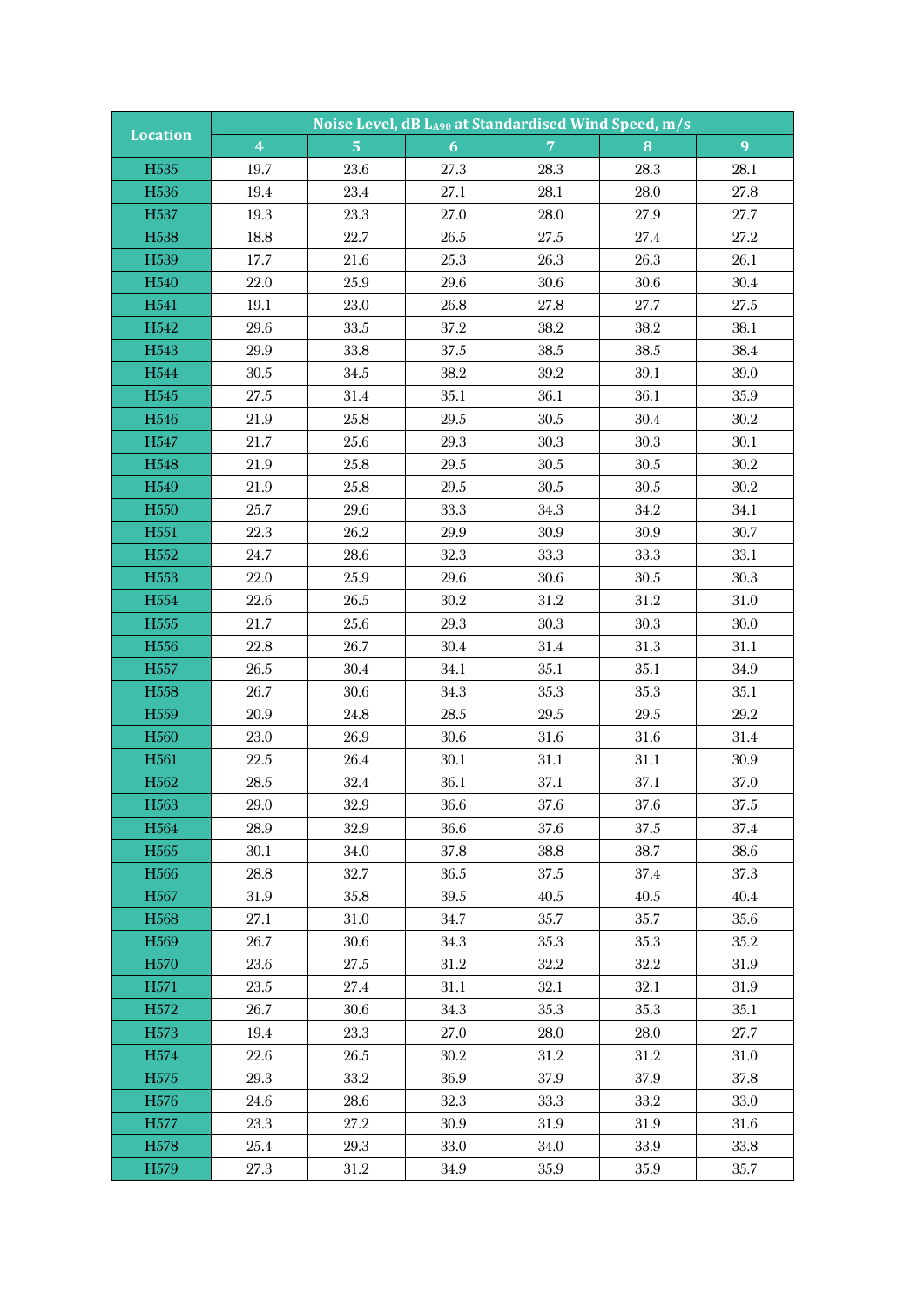| Location | Noise Level, dB $L_{A90}$ at Standardised Wind Speed, m/s | | | | | |
|---|---|---|---|---|---|---|
| | 4 | 5 | 6 | 7 | 8 | 9 |
| H535 | 19.7 | 23.6 | 27.3 | 28.3 | 28.3 | 28.1 |
| H536 | 19.4 | 23.4 | 27.1 | 28.1 | 28.0 | 27.8 |
| H537 | 19.3 | 23.3 | 27.0 | 28.0 | 27.9 | 27.7 |
| H538 | 18.8 | 22.7 | 26.5 | 27.5 | 27.4 | 27.2 |
| H539 | 17.7 | 21.6 | 25.3 | 26.3 | 26.3 | 26.1 |
| H540 | 22.0 | 25.9 | 29.6 | 30.6 | 30.6 | 30.4 |
| H541 | 19.1 | 23.0 | 26.8 | 27.8 | 27.7 | 27.5 |
| H542 | 29.6 | 33.5 | 37.2 | 38.2 | 38.2 | 38.1 |
| H543 | 29.9 | 33.8 | 37.5 | 38.5 | 38.5 | 38.4 |
| H544 | 30.5 | 34.5 | 38.2 | 39.2 | 39.1 | 39.0 |
| H545 | 27.5 | 31.4 | 35.1 | 36.1 | 36.1 | 35.9 |
| H546 | 21.9 | 25.8 | 29.5 | 30.5 | 30.4 | 30.2 |
| H547 | 21.7 | 25.6 | 29.3 | 30.3 | 30.3 | 30.1 |
| H548 | 21.9 | 25.8 | 29.5 | 30.5 | 30.5 | 30.2 |
| H549 | 21.9 | 25.8 | 29.5 | 30.5 | 30.5 | 30.2 |
| H550 | 25.7 | 29.6 | 33.3 | 34.3 | 34.2 | 34.1 |
| H551 | 22.3 | 26.2 | 29.9 | 30.9 | 30.9 | 30.7 |
| H552 | 24.7 | 28.6 | 32.3 | 33.3 | 33.3 | 33.1 |
| H553 | 22.0 | 25.9 | 29.6 | 30.6 | 30.5 | 30.3 |
| H554 | 22.6 | 26.5 | 30.2 | 31.2 | 31.2 | 31.0 |
| H555 | 21.7 | 25.6 | 29.3 | 30.3 | 30.3 | 30.0 |
| H556 | 22.8 | 26.7 | 30.4 | 31.4 | 31.3 | 31.1 |
| H557 | 26.5 | 30.4 | 34.1 | 35.1 | 35.1 | 34.9 |
| H558 | 26.7 | 30.6 | 34.3 | 35.3 | 35.3 | 35.1 |
| H559 | 20.9 | 24.8 | 28.5 | 29.5 | 29.5 | 29.2 |
| H560 | 23.0 | 26.9 | 30.6 | 31.6 | 31.6 | 31.4 |
| H561 | 22.5 | 26.4 | 30.1 | 31.1 | 31.1 | 30.9 |
| H562 | 28.5 | 32.4 | 36.1 | 37.1 | 37.1 | 37.0 |
| H563 | 29.0 | 32.9 | 36.6 | 37.6 | 37.6 | 37.5 |
| H564 | 28.9 | 32.9 | 36.6 | 37.6 | 37.5 | 37.4 |
| H565 | 30.1 | 34.0 | 37.8 | 38.8 | 38.7 | 38.6 |
| H566 | 28.8 | 32.7 | 36.5 | 37.5 | 37.4 | 37.3 |
| H567 | 31.9 | 35.8 | 39.5 | 40.5 | 40.5 | 40.4 |
| H568 | 27.1 | 31.0 | 34.7 | 35.7 | 35.7 | 35.6 |
| H569 | 26.7 | 30.6 | 34.3 | 35.3 | 35.3 | 35.2 |
| H570 | 23.6 | 27.5 | 31.2 | 32.2 | 32.2 | 31.9 |
| H571 | 23.5 | 27.4 | 31.1 | 32.1 | 32.1 | 31.9 |
| H572 | 26.7 | 30.6 | 34.3 | 35.3 | 35.3 | 35.1 |
| H573 | 19.4 | 23.3 | 27.0 | 28.0 | 28.0 | 27.7 |
| H574 | 22.6 | 26.5 | 30.2 | 31.2 | 31.2 | 31.0 |
| H575 | 29.3 | 33.2 | 36.9 | 37.9 | 37.9 | 37.8 |
| H576 | 24.6 | 28.6 | 32.3 | 33.3 | 33.2 | 33.0 |
| H577 | 23.3 | 27.2 | 30.9 | 31.9 | 31.9 | 31.6 |
| H578 | 25.4 | 29.3 | 33.0 | 34.0 | 33.9 | 33.8 |
| H579 | 27.3 | 31.2 | 34.9 | 35.9 | 35.9 | 35.7 |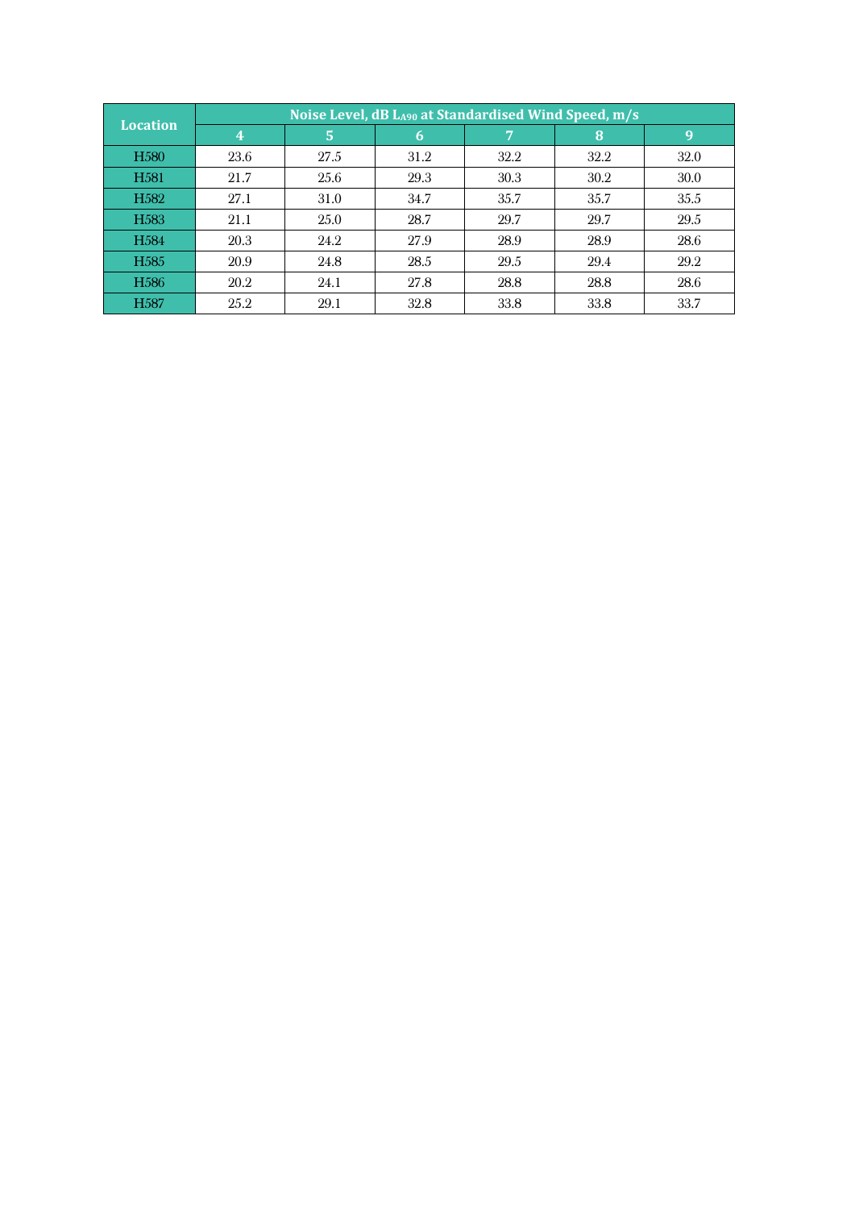| Location | Noise Level, dB $L_{A90}$ at Standardised Wind Speed, m/s | | | | | |
|---|---|---|---|---|---|---|
| | 4 | 5 | 6 | 7 | 8 | 9 |
| H580 | 23.6 | 27.5 | 31.2 | 32.2 | 32.2 | 32.0 |
| H581 | 21.7 | 25.6 | 29.3 | 30.3 | 30.2 | 30.0 |
| H582 | 27.1 | 31.0 | 34.7 | 35.7 | 35.7 | 35.5 |
| H583 | 21.1 | 25.0 | 28.7 | 29.7 | 29.7 | 29.5 |
| H584 | 20.3 | 24.2 | 27.9 | 28.9 | 28.9 | 28.6 |
| H585 | 20.9 | 24.8 | 28.5 | 29.5 | 29.4 | 29.2 |
| H586 | 20.2 | 24.1 | 27.8 | 28.8 | 28.8 | 28.6 |
| H587 | 25.2 | 29.1 | 32.8 | 33.8 | 33.8 | 33.7 |